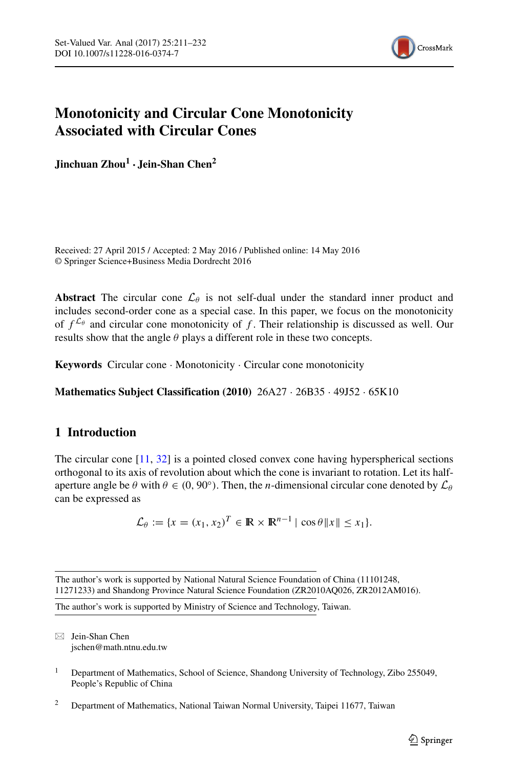# Monotonicity and Circular Cone Monotonicity Associated with Circular Cones

**Jinchuan Zhou[1] · Jein-Shan Chen[2]**

Received: 27 April 2015 / Accepted: 2 May 2016 / Published online: 14 May 2016
© Springer Science+Business Media Dordrecht 2016

**Abstract** The circular cone $\mathcal{L}_\theta$ is not self-dual under the standard inner product and includes second-order cone as a special case. In this paper, we focus on the monotonicity of $f^{\mathcal{L}_\theta}$ and circular cone monotonicity of $f$. Their relationship is discussed as well. Our results show that the angle $\theta$ plays a different role in these two concepts.

**Keywords** Circular cone · Monotonicity · Circular cone monotonicity

**Mathematics Subject Classification (2010)** 26A27 · 26B35 · 49J52 · 65K10

## 1 Introduction

The circular cone [11, 32] is a pointed closed convex cone having hyperspherical sections orthogonal to its axis of revolution about which the cone is invariant to rotation. Let its half-aperture angle be $\theta$ with $\theta \in (0, 90^\circ)$. Then, the $n$-dimensional circular cone denoted by $\mathcal{L}_\theta$ can be expressed as

$$\mathcal{L}_\theta := \{x = (x_1, x_2)^T \in \mathbb{R} \times \mathbb{R}^{n-1} \mid \cos\theta \|x\| \leq x_1\}.$$

The author's work is supported by National Natural Science Foundation of China (11101248, 11271233) and Shandong Province Natural Science Foundation (ZR2010AQ026, ZR2012AM016).

The author's work is supported by Ministry of Science and Technology, Taiwan.

✉ Jein-Shan Chen
jschen@math.ntnu.edu.tw

[1] Department of Mathematics, School of Science, Shandong University of Technology, Zibo 255049, People's Republic of China

[2] Department of Mathematics, National Taiwan Normal University, Taipei 11677, Taiwan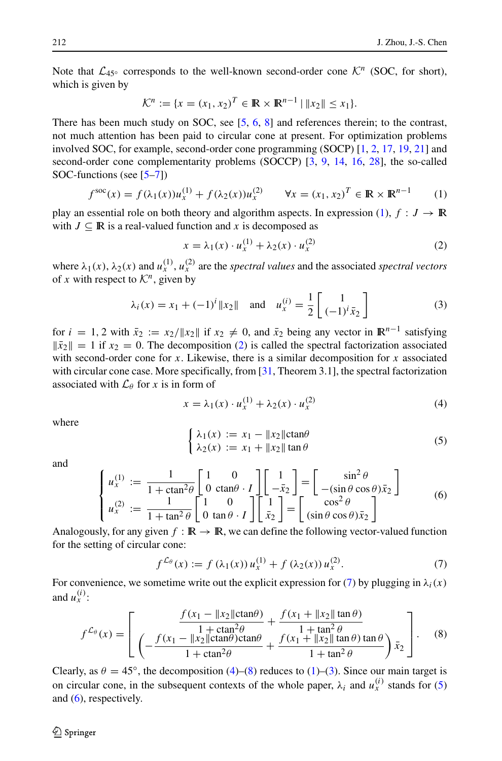Note that $\mathcal{L}_{45^\circ}$ corresponds to the well-known second-order cone $\mathcal{K}^n$ (SOC, for short), which is given by

$$\mathcal{K}^n := \{x = (x_1, x_2)^T \in \mathbb{R} \times \mathbb{R}^{n-1} \mid \|x_2\| \leq x_1\}.$$

There has been much study on SOC, see [5, 6, 8] and references therein; to the contrast, not much attention has been paid to circular cone at present. For optimization problems involved SOC, for example, second-order cone programming (SOCP) [1, 2, 17, 19, 21] and second-order cone complementarity problems (SOCCP) [3, 9, 14, 16, 28], the so-called SOC-functions (see [5–7])

$$f^{\text{soc}}(x) = f(\lambda_1(x))u_x^{(1)} + f(\lambda_2(x))u_x^{(2)} \qquad \forall x = (x_1, x_2)^T \in \mathbb{R} \times \mathbb{R}^{n-1} \tag{1}$$

play an essential role on both theory and algorithm aspects. In expression (1), $f : J \to \mathbb{R}$ with $J \subseteq \mathbb{R}$ is a real-valued function and $x$ is decomposed as

$$x = \lambda_1(x) \cdot u_x^{(1)} + \lambda_2(x) \cdot u_x^{(2)} \tag{2}$$

where $\lambda_1(x)$, $\lambda_2(x)$ and $u_x^{(1)}, u_x^{(2)}$ are the *spectral values* and the associated *spectral vectors* of $x$ with respect to $\mathcal{K}^n$, given by

$$\lambda_i(x) = x_1 + (-1)^i \|x_2\| \quad \text{and} \quad u_x^{(i)} = \frac{1}{2}\begin{bmatrix} 1 \\ (-1)^i \bar{x}_2 \end{bmatrix} \tag{3}$$

for $i = 1, 2$ with $\bar{x}_2 := x_2/\|x_2\|$ if $x_2 \neq 0$, and $\bar{x}_2$ being any vector in $\mathbb{R}^{n-1}$ satisfying $\|\bar{x}_2\| = 1$ if $x_2 = 0$. The decomposition (2) is called the spectral factorization associated with second-order cone for $x$. Likewise, there is a similar decomposition for $x$ associated with circular cone case. More specifically, from [31, Theorem 3.1], the spectral factorization associated with $\mathcal{L}_\theta$ for $x$ is in form of

$$x = \lambda_1(x) \cdot u_x^{(1)} + \lambda_2(x) \cdot u_x^{(2)} \tag{4}$$

where

$$\begin{cases} \lambda_1(x) := x_1 - \|x_2\|\text{ctan}\theta \\ \lambda_2(x) := x_1 + \|x_2\|\tan\theta \end{cases} \tag{5}$$

and

$$\begin{cases} u_x^{(1)} := \dfrac{1}{1+\text{ctan}^2\theta}\begin{bmatrix} 1 & 0 \\ 0 & \text{ctan}\theta \cdot I \end{bmatrix}\begin{bmatrix} 1 \\ -\bar{x}_2 \end{bmatrix} = \begin{bmatrix} \sin^2\theta \\ -(\sin\theta\cos\theta)\bar{x}_2 \end{bmatrix} \\ u_x^{(2)} := \dfrac{1}{1+\tan^2\theta}\begin{bmatrix} 1 & 0 \\ 0 & \tan\theta \cdot I \end{bmatrix}\begin{bmatrix} 1 \\ \bar{x}_2 \end{bmatrix} = \begin{bmatrix} \cos^2\theta \\ (\sin\theta\cos\theta)\bar{x}_2 \end{bmatrix} \end{cases} \tag{6}$$

Analogously, for any given $f : \mathbb{R} \to \mathbb{R}$, we can define the following vector-valued function for the setting of circular cone:

$$f^{\mathcal{L}_\theta}(x) := f(\lambda_1(x))\, u_x^{(1)} + f(\lambda_2(x))\, u_x^{(2)}. \tag{7}$$

For convenience, we sometime write out the explicit expression for (7) by plugging in $\lambda_i(x)$ and $u_x^{(i)}$:

$$f^{\mathcal{L}_\theta}(x) = \begin{bmatrix} \dfrac{f(x_1 - \|x_2\|\text{ctan}\theta)}{1+\text{ctan}^2\theta} + \dfrac{f(x_1 + \|x_2\|\tan\theta)}{1+\tan^2\theta} \\ \left(-\dfrac{f(x_1 - \|x_2\|\text{ctan}\theta)\text{ctan}\theta}{1+\text{ctan}^2\theta} + \dfrac{f(x_1 + \|x_2\|\tan\theta)\tan\theta}{1+\tan^2\theta}\right)\bar{x}_2 \end{bmatrix}. \tag{8}$$

Clearly, as $\theta = 45^\circ$, the decomposition (4)–(8) reduces to (1)–(3). Since our main target is on circular cone, in the subsequent contexts of the whole paper, $\lambda_i$ and $u_x^{(i)}$ stands for (5) and (6), respectively.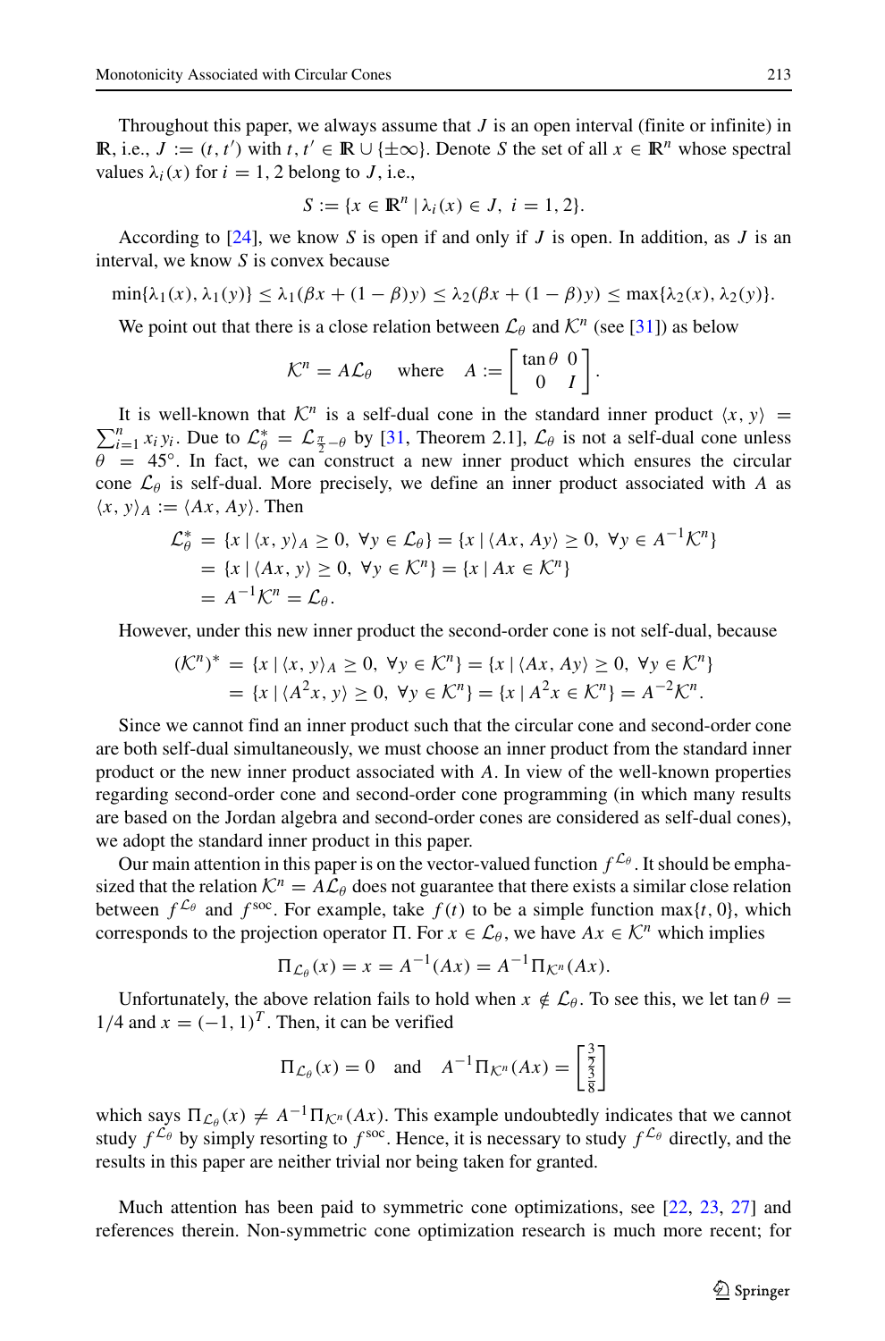Throughout this paper, we always assume that $J$ is an open interval (finite or infinite) in $\mathbb{R}$, i.e., $J := (t, t')$ with $t, t' \in \mathbb{R} \cup \{\pm\infty\}$. Denote $S$ the set of all $x \in \mathbb{R}^n$ whose spectral values $\lambda_i(x)$ for $i = 1, 2$ belong to $J$, i.e.,

$$S := \{x \in \mathbb{R}^n \mid \lambda_i(x) \in J, \ i = 1, 2\}.$$

According to [24], we know $S$ is open if and only if $J$ is open. In addition, as $J$ is an interval, we know $S$ is convex because

$$\min\{\lambda_1(x), \lambda_1(y)\} \leq \lambda_1(\beta x + (1-\beta)y) \leq \lambda_2(\beta x + (1-\beta)y) \leq \max\{\lambda_2(x), \lambda_2(y)\}.$$

We point out that there is a close relation between $\mathcal{L}_\theta$ and $\mathcal{K}^n$ (see [31]) as below

$$\mathcal{K}^n = A\mathcal{L}_\theta \quad \text{where} \quad A := \begin{bmatrix} \tan\theta & 0 \\ 0 & I \end{bmatrix}.$$

It is well-known that $\mathcal{K}^n$ is a self-dual cone in the standard inner product $\langle x, y \rangle = \sum_{i=1}^n x_i y_i$. Due to $\mathcal{L}_\theta^* = \mathcal{L}_{\frac{\pi}{2}-\theta}$ by [31, Theorem 2.1], $\mathcal{L}_\theta$ is not a self-dual cone unless $\theta = 45°$. In fact, we can construct a new inner product which ensures the circular cone $\mathcal{L}_\theta$ is self-dual. More precisely, we define an inner product associated with $A$ as $\langle x, y \rangle_A := \langle Ax, Ay \rangle$. Then

$$\begin{aligned}
\mathcal{L}_\theta^* &= \{x \mid \langle x, y \rangle_A \geq 0, \ \forall y \in \mathcal{L}_\theta\} = \{x \mid \langle Ax, Ay \rangle \geq 0, \ \forall y \in A^{-1}\mathcal{K}^n\} \\
&= \{x \mid \langle Ax, y \rangle \geq 0, \ \forall y \in \mathcal{K}^n\} = \{x \mid Ax \in \mathcal{K}^n\} \\
&= A^{-1}\mathcal{K}^n = \mathcal{L}_\theta.
\end{aligned}$$

However, under this new inner product the second-order cone is not self-dual, because

$$\begin{aligned}
(\mathcal{K}^n)^* &= \{x \mid \langle x, y \rangle_A \geq 0, \ \forall y \in \mathcal{K}^n\} = \{x \mid \langle Ax, Ay \rangle \geq 0, \ \forall y \in \mathcal{K}^n\} \\
&= \{x \mid \langle A^2 x, y \rangle \geq 0, \ \forall y \in \mathcal{K}^n\} = \{x \mid A^2 x \in \mathcal{K}^n\} = A^{-2}\mathcal{K}^n.
\end{aligned}$$

Since we cannot find an inner product such that the circular cone and second-order cone are both self-dual simultaneously, we must choose an inner product from the standard inner product or the new inner product associated with $A$. In view of the well-known properties regarding second-order cone and second-order cone programming (in which many results are based on the Jordan algebra and second-order cones are considered as self-dual cones), we adopt the standard inner product in this paper.

Our main attention in this paper is on the vector-valued function $f^{\mathcal{L}_\theta}$. It should be emphasized that the relation $\mathcal{K}^n = A\mathcal{L}_\theta$ does not guarantee that there exists a similar close relation between $f^{\mathcal{L}_\theta}$ and $f^{\text{soc}}$. For example, take $f(t)$ to be a simple function $\max\{t, 0\}$, which corresponds to the projection operator $\Pi$. For $x \in \mathcal{L}_\theta$, we have $Ax \in \mathcal{K}^n$ which implies

$$\Pi_{\mathcal{L}_\theta}(x) = x = A^{-1}(Ax) = A^{-1}\Pi_{\mathcal{K}^n}(Ax).$$

Unfortunately, the above relation fails to hold when $x \notin \mathcal{L}_\theta$. To see this, we let $\tan\theta = 1/4$ and $x = (-1, 1)^T$. Then, it can be verified

$$\Pi_{\mathcal{L}_\theta}(x) = 0 \quad \text{and} \quad A^{-1}\Pi_{\mathcal{K}^n}(Ax) = \begin{bmatrix} \frac{3}{2} \\ \frac{3}{8} \end{bmatrix}$$

which says $\Pi_{\mathcal{L}_\theta}(x) \neq A^{-1}\Pi_{\mathcal{K}^n}(Ax)$. This example undoubtedly indicates that we cannot study $f^{\mathcal{L}_\theta}$ by simply resorting to $f^{\text{soc}}$. Hence, it is necessary to study $f^{\mathcal{L}_\theta}$ directly, and the results in this paper are neither trivial nor being taken for granted.

Much attention has been paid to symmetric cone optimizations, see [22, 23, 27] and references therein. Non-symmetric cone optimization research is much more recent; for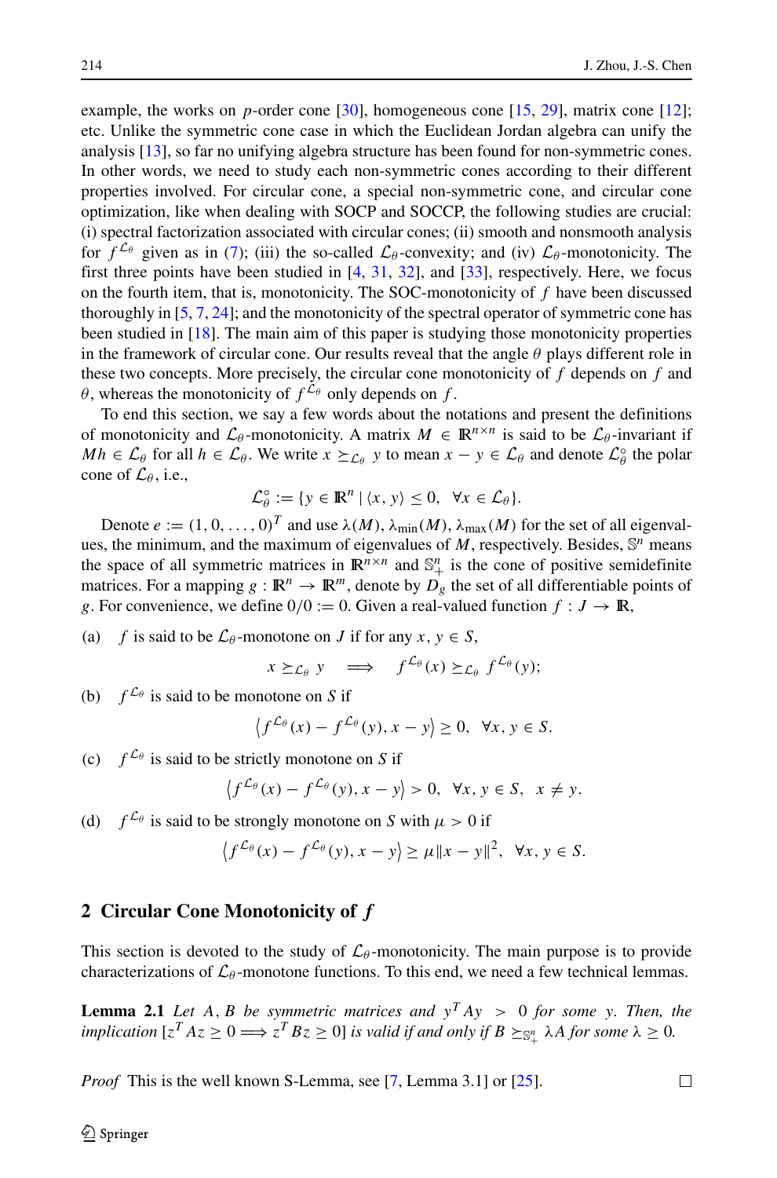example, the works on $p$-order cone [30], homogeneous cone [15, 29], matrix cone [12]; etc. Unlike the symmetric cone case in which the Euclidean Jordan algebra can unify the analysis [13], so far no unifying algebra structure has been found for non-symmetric cones. In other words, we need to study each non-symmetric cones according to their different properties involved. For circular cone, a special non-symmetric cone, and circular cone optimization, like when dealing with SOCP and SOCCP, the following studies are crucial: (i) spectral factorization associated with circular cones; (ii) smooth and nonsmooth analysis for $f^{\mathcal{L}_\theta}$ given as in (7); (iii) the so-called $\mathcal{L}_\theta$-convexity; and (iv) $\mathcal{L}_\theta$-monotonicity. The first three points have been studied in [4, 31, 32], and [33], respectively. Here, we focus on the fourth item, that is, monotonicity. The SOC-monotonicity of $f$ have been discussed thoroughly in [5, 7, 24]; and the monotonicity of the spectral operator of symmetric cone has been studied in [18]. The main aim of this paper is studying those monotonicity properties in the framework of circular cone. Our results reveal that the angle $\theta$ plays different role in these two concepts. More precisely, the circular cone monotonicity of $f$ depends on $f$ and $\theta$, whereas the monotonicity of $f^{\mathcal{L}_\theta}$ only depends on $f$.

To end this section, we say a few words about the notations and present the definitions of monotonicity and $\mathcal{L}_\theta$-monotonicity. A matrix $M \in \mathbb{R}^{n\times n}$ is said to be $\mathcal{L}_\theta$-invariant if $Mh \in \mathcal{L}_\theta$ for all $h \in \mathcal{L}_\theta$. We write $x \succeq_{\mathcal{L}_\theta} y$ to mean $x - y \in \mathcal{L}_\theta$ and denote $\mathcal{L}_\theta^\circ$ the polar cone of $\mathcal{L}_\theta$, i.e.,

$$\mathcal{L}_\theta^\circ := \{y \in \mathbb{R}^n \mid \langle x, y\rangle \le 0, \ \ \forall x \in \mathcal{L}_\theta\}.$$

Denote $e := (1, 0, \ldots, 0)^T$ and use $\lambda(M)$, $\lambda_{\min}(M)$, $\lambda_{\max}(M)$ for the set of all eigenvalues, the minimum, and the maximum of eigenvalues of $M$, respectively. Besides, $\mathbb{S}^n$ means the space of all symmetric matrices in $\mathbb{R}^{n\times n}$ and $\mathbb{S}^n_+$ is the cone of positive semidefinite matrices. For a mapping $g : \mathbb{R}^n \to \mathbb{R}^m$, denote by $D_g$ the set of all differentiable points of $g$. For convenience, we define $0/0 := 0$. Given a real-valued function $f : J \to \mathbb{R}$,

(a) $f$ is said to be $\mathcal{L}_\theta$-monotone on $J$ if for any $x, y \in S$,

$$x \succeq_{\mathcal{L}_\theta} y \quad \Longrightarrow \quad f^{\mathcal{L}_\theta}(x) \succeq_{\mathcal{L}_\theta} f^{\mathcal{L}_\theta}(y);$$

(b) $f^{\mathcal{L}_\theta}$ is said to be monotone on $S$ if

$$\left\langle f^{\mathcal{L}_\theta}(x) - f^{\mathcal{L}_\theta}(y), x - y\right\rangle \ge 0, \ \ \forall x, y \in S.$$

(c) $f^{\mathcal{L}_\theta}$ is said to be strictly monotone on $S$ if

$$\left\langle f^{\mathcal{L}_\theta}(x) - f^{\mathcal{L}_\theta}(y), x - y\right\rangle > 0, \ \ \forall x, y \in S, \ \ x \ne y.$$

(d) $f^{\mathcal{L}_\theta}$ is said to be strongly monotone on $S$ with $\mu > 0$ if

$$\left\langle f^{\mathcal{L}_\theta}(x) - f^{\mathcal{L}_\theta}(y), x - y\right\rangle \ge \mu\|x - y\|^2, \ \ \forall x, y \in S.$$

## 2 Circular Cone Monotonicity of $f$

This section is devoted to the study of $\mathcal{L}_\theta$-monotonicity. The main purpose is to provide characterizations of $\mathcal{L}_\theta$-monotone functions. To this end, we need a few technical lemmas.

**Lemma 2.1** *Let $A, B$ be symmetric matrices and $y^T Ay > 0$ for some $y$. Then, the implication $[z^T Az \ge 0 \Longrightarrow z^T Bz \ge 0]$ is valid if and only if $B \succeq_{\mathbb{S}^n_+} \lambda A$ for some $\lambda \ge 0$.*

*Proof* This is the well known S-Lemma, see [7, Lemma 3.1] or [25]. □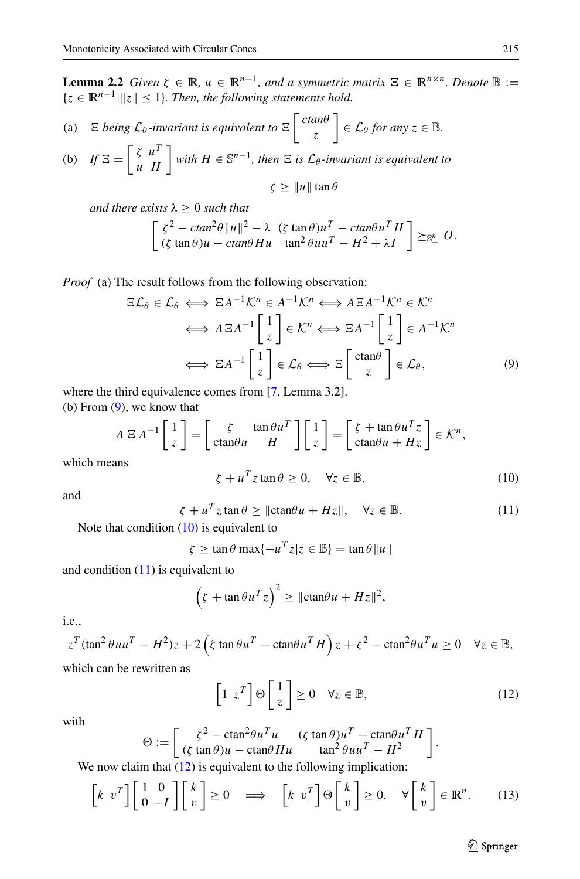**Lemma 2.2** *Given $\zeta \in \mathbb{R}$, $u \in \mathbb{R}^{n-1}$, and a symmetric matrix $\Xi \in \mathbb{R}^{n\times n}$. Denote $\mathbb{B} := \{z \in \mathbb{R}^{n-1} | \|z\| \leq 1\}$. Then, the following statements hold.*

(a) $\Xi$ *being $\mathcal{L}_\theta$-invariant is equivalent to* $\Xi \begin{bmatrix} \mathrm{ctan}\theta \\ z \end{bmatrix} \in \mathcal{L}_\theta$ *for any $z \in \mathbb{B}$.*

(b) *If* $\Xi = \begin{bmatrix} \zeta & u^T \\ u & H \end{bmatrix}$ *with $H \in \mathbb{S}^{n-1}$, then $\Xi$ is $\mathcal{L}_\theta$-invariant is equivalent to*

$$\zeta \geq \|u\| \tan\theta$$

*and there exists $\lambda \geq 0$ such that*

$$\begin{bmatrix} \zeta^2 - \mathrm{ctan}^2\theta \|u\|^2 - \lambda & (\zeta \tan\theta) u^T - \mathrm{ctan}\theta u^T H \\ (\zeta \tan\theta) u - \mathrm{ctan}\theta H u & \tan^2\theta u u^T - H^2 + \lambda I \end{bmatrix} \succeq_{\mathbb{S}^n_+} O.$$

*Proof* (a) The result follows from the following observation:

$$\begin{aligned}
\Xi \mathcal{L}_\theta \in \mathcal{L}_\theta &\iff \Xi A^{-1}\mathcal{K}^n \in A^{-1}\mathcal{K}^n \iff A\Xi A^{-1}\mathcal{K}^n \in \mathcal{K}^n \\
&\iff A\Xi A^{-1}\begin{bmatrix} 1 \\ z \end{bmatrix} \in \mathcal{K}^n \iff \Xi A^{-1}\begin{bmatrix} 1 \\ z \end{bmatrix} \in A^{-1}\mathcal{K}^n \\
&\iff \Xi A^{-1}\begin{bmatrix} 1 \\ z \end{bmatrix} \in \mathcal{L}_\theta \iff \Xi \begin{bmatrix} \mathrm{ctan}\theta \\ z \end{bmatrix} \in \mathcal{L}_\theta,
\end{aligned} \tag{9}$$

where the third equivalence comes from [7, Lemma 3.2].
(b) From (9), we know that

$$A\,\Xi\,A^{-1}\begin{bmatrix} 1 \\ z \end{bmatrix} = \begin{bmatrix} \zeta & \tan\theta u^T \\ \mathrm{ctan}\theta u & H \end{bmatrix}\begin{bmatrix} 1 \\ z \end{bmatrix} = \begin{bmatrix} \zeta + \tan\theta u^T z \\ \mathrm{ctan}\theta u + Hz \end{bmatrix} \in \mathcal{K}^n,$$

which means

$$\zeta + u^T z \tan\theta \geq 0, \quad \forall z \in \mathbb{B}, \tag{10}$$

and

$$\zeta + u^T z \tan\theta \geq \|\mathrm{ctan}\theta u + Hz\|, \quad \forall z \in \mathbb{B}. \tag{11}$$

Note that condition (10) is equivalent to

$$\zeta \geq \tan\theta \max\{-u^T z | z \in \mathbb{B}\} = \tan\theta \|u\|$$

and condition (11) is equivalent to

$$\left(\zeta + \tan\theta u^T z\right)^2 \geq \|\mathrm{ctan}\theta u + Hz\|^2,$$

i.e.,

$$z^T(\tan^2\theta u u^T - H^2)z + 2\left(\zeta \tan\theta u^T - \mathrm{ctan}\theta u^T H\right)z + \zeta^2 - \mathrm{ctan}^2\theta u^T u \geq 0 \quad \forall z \in \mathbb{B},$$

which can be rewritten as

$$\begin{bmatrix} 1 & z^T \end{bmatrix} \Theta \begin{bmatrix} 1 \\ z \end{bmatrix} \geq 0 \quad \forall z \in \mathbb{B}, \tag{12}$$

with

$$\Theta := \begin{bmatrix} \zeta^2 - \mathrm{ctan}^2\theta u^T u & (\zeta \tan\theta) u^T - \mathrm{ctan}\theta u^T H \\ (\zeta \tan\theta) u - \mathrm{ctan}\theta H u & \tan^2\theta u u^T - H^2 \end{bmatrix}.$$

We now claim that (12) is equivalent to the following implication:

$$\begin{bmatrix} k & v^T \end{bmatrix}\begin{bmatrix} 1 & 0 \\ 0 & -I \end{bmatrix}\begin{bmatrix} k \\ v \end{bmatrix} \geq 0 \implies \begin{bmatrix} k & v^T \end{bmatrix}\Theta\begin{bmatrix} k \\ v \end{bmatrix} \geq 0, \quad \forall \begin{bmatrix} k \\ v \end{bmatrix} \in \mathbb{R}^n. \tag{13}$$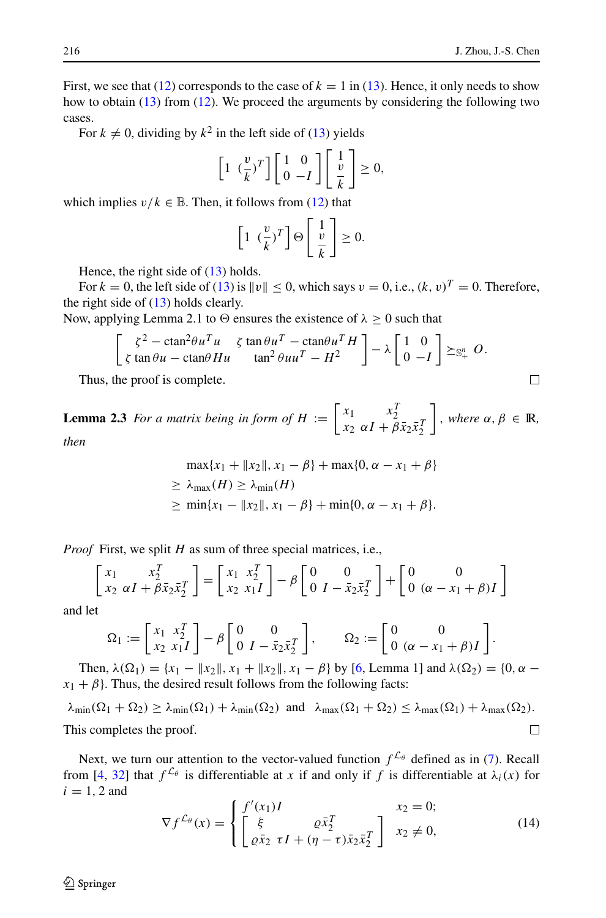First, we see that (12) corresponds to the case of $k = 1$ in (13). Hence, it only needs to show how to obtain (13) from (12). We proceed the arguments by considering the following two cases.

For $k \neq 0$, dividing by $k^2$ in the left side of (13) yields

$$\begin{bmatrix} 1 & (\frac{v}{k})^T \end{bmatrix} \begin{bmatrix} 1 & 0 \\ 0 & -I \end{bmatrix} \begin{bmatrix} 1 \\ \frac{v}{k} \end{bmatrix} \geq 0,$$

which implies $v/k \in \mathbb{B}$. Then, it follows from (12) that

$$\begin{bmatrix} 1 & (\frac{v}{k})^T \end{bmatrix} \Theta \begin{bmatrix} 1 \\ \frac{v}{k} \end{bmatrix} \geq 0.$$

Hence, the right side of (13) holds.

For $k = 0$, the left side of (13) is $\|v\| \leq 0$, which says $v = 0$, i.e., $(k, v)^T = 0$. Therefore, the right side of (13) holds clearly.

Now, applying Lemma 2.1 to $\Theta$ ensures the existence of $\lambda \geq 0$ such that

$$\begin{bmatrix} \zeta^2 - \text{ctan}^2\theta u^T u & \zeta \tan\theta u^T - \text{ctan}\theta u^T H \\ \zeta \tan\theta u - \text{ctan}\theta H u & \tan^2\theta u u^T - H^2 \end{bmatrix} - \lambda \begin{bmatrix} 1 & 0 \\ 0 & -I \end{bmatrix} \succeq_{\mathbb{S}^n_+} O.$$

Thus, the proof is complete. □

**Lemma 2.3** *For a matrix being in form of* $H := \begin{bmatrix} x_1 & x_2^T \\ x_2 & \alpha I + \beta \bar{x}_2 \bar{x}_2^T \end{bmatrix}$, *where* $\alpha, \beta \in \mathbb{R}$, *then*

$$\begin{aligned}
&\max\{x_1 + \|x_2\|, x_1 - \beta\} + \max\{0, \alpha - x_1 + \beta\} \\
\geq\ & \lambda_{\max}(H) \geq \lambda_{\min}(H) \\
\geq\ & \min\{x_1 - \|x_2\|, x_1 - \beta\} + \min\{0, \alpha - x_1 + \beta\}.
\end{aligned}$$

*Proof* First, we split $H$ as sum of three special matrices, i.e.,

$$\begin{bmatrix} x_1 & x_2^T \\ x_2 & \alpha I + \beta \bar{x}_2 \bar{x}_2^T \end{bmatrix} = \begin{bmatrix} x_1 & x_2^T \\ x_2 & x_1 I \end{bmatrix} - \beta \begin{bmatrix} 0 & 0 \\ 0 & I - \bar{x}_2 \bar{x}_2^T \end{bmatrix} + \begin{bmatrix} 0 & 0 \\ 0 & (\alpha - x_1 + \beta) I \end{bmatrix}$$

and let

$$\Omega_1 := \begin{bmatrix} x_1 & x_2^T \\ x_2 & x_1 I \end{bmatrix} - \beta \begin{bmatrix} 0 & 0 \\ 0 & I - \bar{x}_2 \bar{x}_2^T \end{bmatrix}, \qquad \Omega_2 := \begin{bmatrix} 0 & 0 \\ 0 & (\alpha - x_1 + \beta) I \end{bmatrix}.$$

Then, $\lambda(\Omega_1) = \{x_1 - \|x_2\|, x_1 + \|x_2\|, x_1 - \beta\}$ by [6, Lemma 1] and $\lambda(\Omega_2) = \{0, \alpha - x_1 + \beta\}$. Thus, the desired result follows from the following facts:

$$\lambda_{\min}(\Omega_1 + \Omega_2) \geq \lambda_{\min}(\Omega_1) + \lambda_{\min}(\Omega_2) \quad \text{and} \quad \lambda_{\max}(\Omega_1 + \Omega_2) \leq \lambda_{\max}(\Omega_1) + \lambda_{\max}(\Omega_2).$$

This completes the proof. □

Next, we turn our attention to the vector-valued function $f^{\mathcal{L}_\theta}$ defined as in (7). Recall from [4, 32] that $f^{\mathcal{L}_\theta}$ is differentiable at $x$ if and only if $f$ is differentiable at $\lambda_i(x)$ for $i = 1, 2$ and

$$\nabla f^{\mathcal{L}_\theta}(x) = \begin{cases} f'(x_1) I & x_2 = 0; \\ \begin{bmatrix} \xi & \varrho \bar{x}_2^T \\ \varrho \bar{x}_2 & \tau I + (\eta - \tau) \bar{x}_2 \bar{x}_2^T \end{bmatrix} & x_2 \neq 0, \end{cases} \tag{14}$$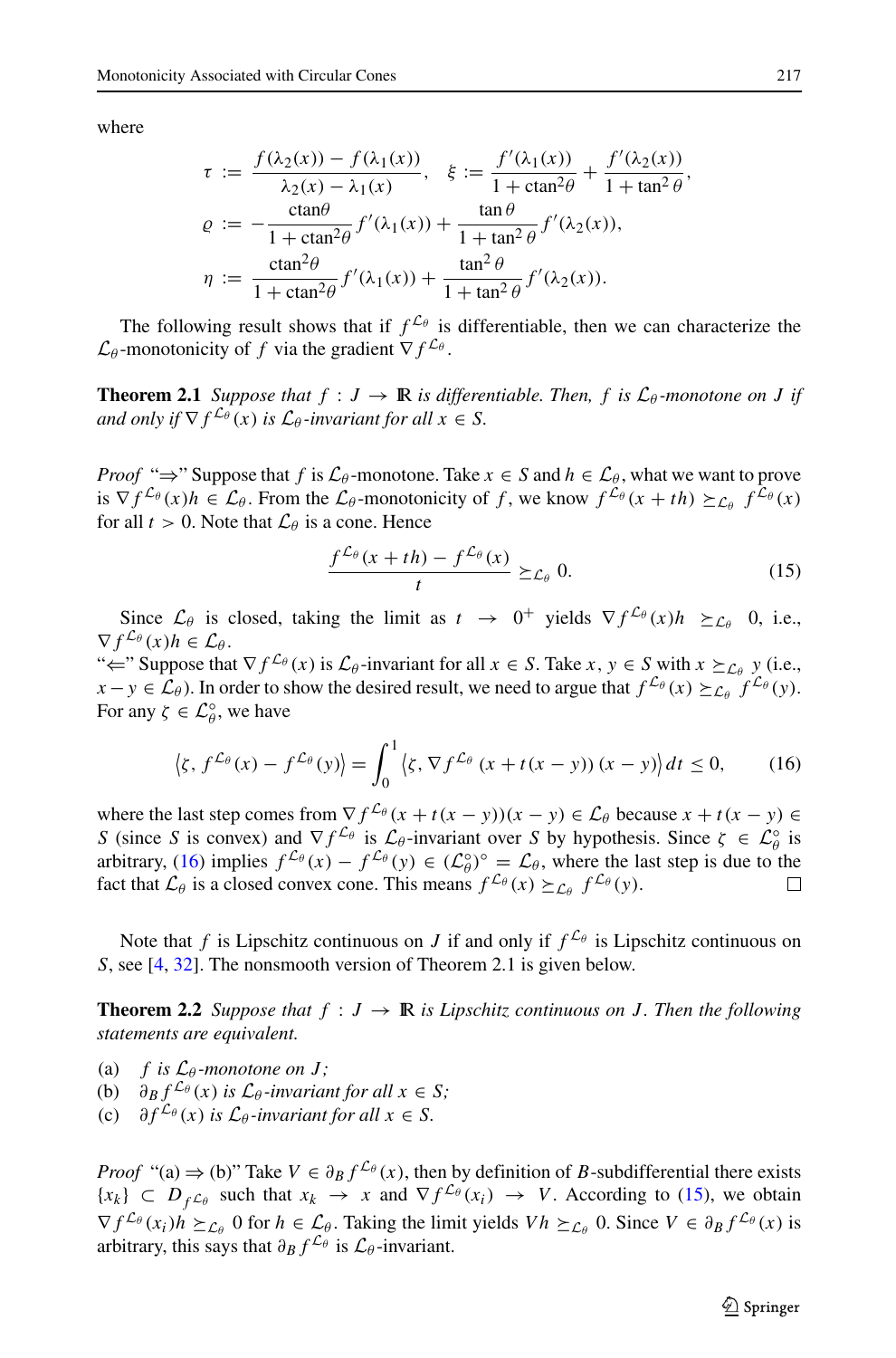where

$$
\begin{aligned}
\tau &:= \frac{f(\lambda_2(x)) - f(\lambda_1(x))}{\lambda_2(x) - \lambda_1(x)}, \quad \xi := \frac{f'(\lambda_1(x))}{1 + \text{ctan}^2\theta} + \frac{f'(\lambda_2(x))}{1 + \tan^2\theta}, \\
\varrho &:= -\frac{\text{ctan}\theta}{1 + \text{ctan}^2\theta} f'(\lambda_1(x)) + \frac{\tan\theta}{1 + \tan^2\theta} f'(\lambda_2(x)), \\
\eta &:= \frac{\text{ctan}^2\theta}{1 + \text{ctan}^2\theta} f'(\lambda_1(x)) + \frac{\tan^2\theta}{1 + \tan^2\theta} f'(\lambda_2(x)).
\end{aligned}
$$

The following result shows that if $f^{\mathcal{L}_\theta}$ is differentiable, then we can characterize the $\mathcal{L}_\theta$-monotonicity of $f$ via the gradient $\nabla f^{\mathcal{L}_\theta}$.

**Theorem 2.1** *Suppose that $f : J \to \mathbb{R}$ is differentiable. Then, $f$ is $\mathcal{L}_\theta$-monotone on $J$ if and only if $\nabla f^{\mathcal{L}_\theta}(x)$ is $\mathcal{L}_\theta$-invariant for all $x \in S$.*

*Proof* "$\Rightarrow$" Suppose that $f$ is $\mathcal{L}_\theta$-monotone. Take $x \in S$ and $h \in \mathcal{L}_\theta$, what we want to prove is $\nabla f^{\mathcal{L}_\theta}(x)h \in \mathcal{L}_\theta$. From the $\mathcal{L}_\theta$-monotonicity of $f$, we know $f^{\mathcal{L}_\theta}(x + th) \succeq_{\mathcal{L}_\theta} f^{\mathcal{L}_\theta}(x)$ for all $t > 0$. Note that $\mathcal{L}_\theta$ is a cone. Hence

$$
\frac{f^{\mathcal{L}_\theta}(x + th) - f^{\mathcal{L}_\theta}(x)}{t} \succeq_{\mathcal{L}_\theta} 0. \tag{15}
$$

Since $\mathcal{L}_\theta$ is closed, taking the limit as $t \to 0^+$ yields $\nabla f^{\mathcal{L}_\theta}(x)h \succeq_{\mathcal{L}_\theta} 0$, i.e., $\nabla f^{\mathcal{L}_\theta}(x)h \in \mathcal{L}_\theta$.

"$\Leftarrow$" Suppose that $\nabla f^{\mathcal{L}_\theta}(x)$ is $\mathcal{L}_\theta$-invariant for all $x \in S$. Take $x, y \in S$ with $x \succeq_{\mathcal{L}_\theta} y$ (i.e., $x - y \in \mathcal{L}_\theta$). In order to show the desired result, we need to argue that $f^{\mathcal{L}_\theta}(x) \succeq_{\mathcal{L}_\theta} f^{\mathcal{L}_\theta}(y)$. For any $\zeta \in \mathcal{L}_\theta^\circ$, we have

$$
\left\langle \zeta, f^{\mathcal{L}_\theta}(x) - f^{\mathcal{L}_\theta}(y) \right\rangle = \int_0^1 \left\langle \zeta, \nabla f^{\mathcal{L}_\theta}(x + t(x - y))(x - y) \right\rangle dt \le 0, \tag{16}
$$

where the last step comes from $\nabla f^{\mathcal{L}_\theta}(x + t(x - y))(x - y) \in \mathcal{L}_\theta$ because $x + t(x - y) \in S$ (since $S$ is convex) and $\nabla f^{\mathcal{L}_\theta}$ is $\mathcal{L}_\theta$-invariant over $S$ by hypothesis. Since $\zeta \in \mathcal{L}_\theta^\circ$ is arbitrary, (16) implies $f^{\mathcal{L}_\theta}(x) - f^{\mathcal{L}_\theta}(y) \in (\mathcal{L}_\theta^\circ)^\circ = \mathcal{L}_\theta$, where the last step is due to the fact that $\mathcal{L}_\theta$ is a closed convex cone. This means $f^{\mathcal{L}_\theta}(x) \succeq_{\mathcal{L}_\theta} f^{\mathcal{L}_\theta}(y)$. □

Note that $f$ is Lipschitz continuous on $J$ if and only if $f^{\mathcal{L}_\theta}$ is Lipschitz continuous on $S$, see [4, 32]. The nonsmooth version of Theorem 2.1 is given below.

**Theorem 2.2** *Suppose that $f : J \to \mathbb{R}$ is Lipschitz continuous on $J$. Then the following statements are equivalent.*

(a) *$f$ is $\mathcal{L}_\theta$-monotone on $J$;*
(b) *$\partial_B f^{\mathcal{L}_\theta}(x)$ is $\mathcal{L}_\theta$-invariant for all $x \in S$;*
(c) *$\partial f^{\mathcal{L}_\theta}(x)$ is $\mathcal{L}_\theta$-invariant for all $x \in S$.*

*Proof* "(a) $\Rightarrow$ (b)" Take $V \in \partial_B f^{\mathcal{L}_\theta}(x)$, then by definition of $B$-subdifferential there exists $\{x_k\} \subset D_{f^{\mathcal{L}_\theta}}$ such that $x_k \to x$ and $\nabla f^{\mathcal{L}_\theta}(x_i) \to V$. According to (15), we obtain $\nabla f^{\mathcal{L}_\theta}(x_i)h \succeq_{\mathcal{L}_\theta} 0$ for $h \in \mathcal{L}_\theta$. Taking the limit yields $Vh \succeq_{\mathcal{L}_\theta} 0$. Since $V \in \partial_B f^{\mathcal{L}_\theta}(x)$ is arbitrary, this says that $\partial_B f^{\mathcal{L}_\theta}$ is $\mathcal{L}_\theta$-invariant.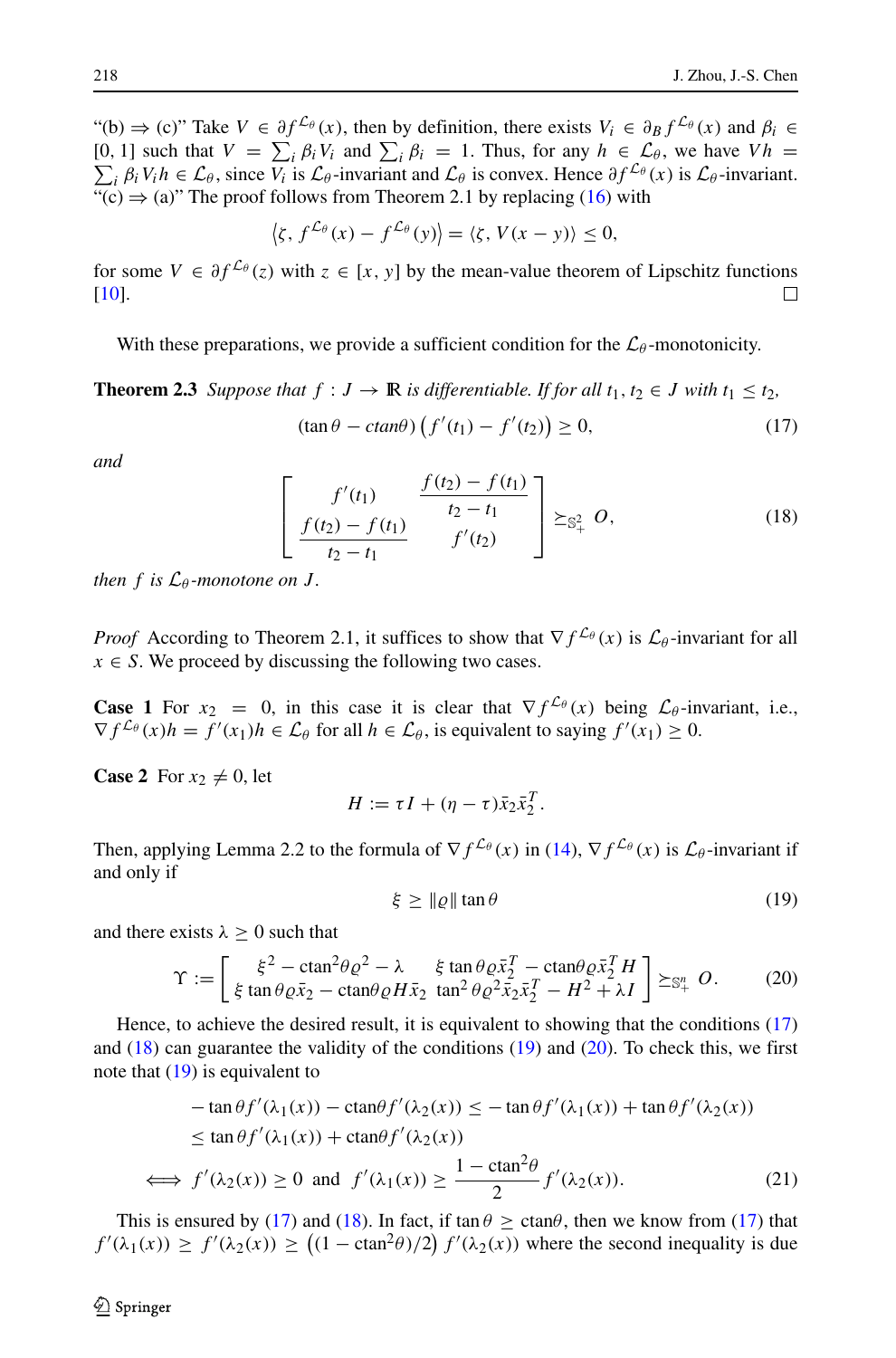"(b) ⇒ (c)" Take $V \in \partial f^{\mathcal{L}_\theta}(x)$, then by definition, there exists $V_i \in \partial_B f^{\mathcal{L}_\theta}(x)$ and $\beta_i \in [0, 1]$ such that $V = \sum_i \beta_i V_i$ and $\sum_i \beta_i = 1$. Thus, for any $h \in \mathcal{L}_\theta$, we have $Vh = \sum_i \beta_i V_i h \in \mathcal{L}_\theta$, since $V_i$ is $\mathcal{L}_\theta$-invariant and $\mathcal{L}_\theta$ is convex. Hence $\partial f^{\mathcal{L}_\theta}(x)$ is $\mathcal{L}_\theta$-invariant.
"(c) ⇒ (a)" The proof follows from Theorem 2.1 by replacing (16) with

$$\left\langle \zeta, f^{\mathcal{L}_\theta}(x) - f^{\mathcal{L}_\theta}(y) \right\rangle = \langle \zeta, V(x-y) \rangle \leq 0,$$

for some $V \in \partial f^{\mathcal{L}_\theta}(z)$ with $z \in [x, y]$ by the mean-value theorem of Lipschitz functions [10]. □

With these preparations, we provide a sufficient condition for the $\mathcal{L}_\theta$-monotonicity.

**Theorem 2.3** *Suppose that $f : J \to \mathbb{R}$ is differentiable. If for all $t_1, t_2 \in J$ with $t_1 \leq t_2$,*

$$(\tan\theta - \mathrm{ctan}\theta)\left(f'(t_1) - f'(t_2)\right) \geq 0, \tag{17}$$

*and*

$$\begin{bmatrix} f'(t_1) & \dfrac{f(t_2) - f(t_1)}{t_2 - t_1} \\ \dfrac{f(t_2) - f(t_1)}{t_2 - t_1} & f'(t_2) \end{bmatrix} \succeq_{\mathbb{S}^2_+} O, \tag{18}$$

*then $f$ is $\mathcal{L}_\theta$-monotone on $J$.*

*Proof* According to Theorem 2.1, it suffices to show that $\nabla f^{\mathcal{L}_\theta}(x)$ is $\mathcal{L}_\theta$-invariant for all $x \in S$. We proceed by discussing the following two cases.

**Case 1** For $x_2 = 0$, in this case it is clear that $\nabla f^{\mathcal{L}_\theta}(x)$ being $\mathcal{L}_\theta$-invariant, i.e., $\nabla f^{\mathcal{L}_\theta}(x) h = f'(x_1) h \in \mathcal{L}_\theta$ for all $h \in \mathcal{L}_\theta$, is equivalent to saying $f'(x_1) \geq 0$.

**Case 2** For $x_2 \neq 0$, let

$$H := \tau I + (\eta - \tau)\bar{x}_2 \bar{x}_2^T.$$

Then, applying Lemma 2.2 to the formula of $\nabla f^{\mathcal{L}_\theta}(x)$ in (14), $\nabla f^{\mathcal{L}_\theta}(x)$ is $\mathcal{L}_\theta$-invariant if and only if

$$\xi \geq \|\varrho\| \tan\theta \tag{19}$$

and there exists $\lambda \geq 0$ such that

$$\Upsilon := \begin{bmatrix} \xi^2 - \mathrm{ctan}^2\theta \varrho^2 - \lambda & \xi \tan\theta \varrho \bar{x}_2^T - \mathrm{ctan}\theta \varrho \bar{x}_2^T H \\ \xi \tan\theta \varrho \bar{x}_2 - \mathrm{ctan}\theta \varrho H \bar{x}_2 & \tan^2\theta \varrho^2 \bar{x}_2 \bar{x}_2^T - H^2 + \lambda I \end{bmatrix} \succeq_{\mathbb{S}^n_+} O. \tag{20}$$

Hence, to achieve the desired result, it is equivalent to showing that the conditions (17) and (18) can guarantee the validity of the conditions (19) and (20). To check this, we first note that (19) is equivalent to

$$\begin{aligned} & -\tan\theta f'(\lambda_1(x)) - \mathrm{ctan}\theta f'(\lambda_2(x)) \leq -\tan\theta f'(\lambda_1(x)) + \tan\theta f'(\lambda_2(x)) \\ & \leq \tan\theta f'(\lambda_1(x)) + \mathrm{ctan}\theta f'(\lambda_2(x)) \\ \iff & f'(\lambda_2(x)) \geq 0 \text{ and } f'(\lambda_1(x)) \geq \frac{1 - \mathrm{ctan}^2\theta}{2} f'(\lambda_2(x)). \end{aligned} \tag{21}$$

This is ensured by (17) and (18). In fact, if $\tan\theta \geq \mathrm{ctan}\theta$, then we know from (17) that $f'(\lambda_1(x)) \geq f'(\lambda_2(x)) \geq \left((1 - \mathrm{ctan}^2\theta)/2\right) f'(\lambda_2(x))$ where the second inequality is due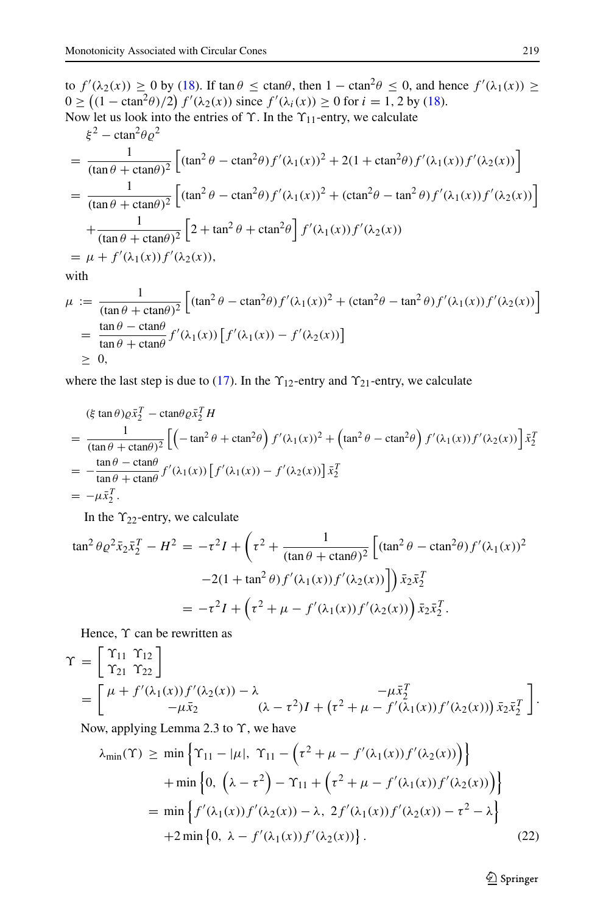to $f'(\lambda_2(x)) \geq 0$ by (18). If $\tan\theta \leq \text{ctan}\theta$, then $1 - \text{ctan}^2\theta \leq 0$, and hence $f'(\lambda_1(x)) \geq 0 \geq \left((1-\text{ctan}^2\theta)/2\right) f'(\lambda_2(x))$ since $f'(\lambda_i(x)) \geq 0$ for $i = 1, 2$ by (18).

Now let us look into the entries of $\Upsilon$. In the $\Upsilon_{11}$-entry, we calculate

$$
\begin{aligned}
&\xi^2 - \text{ctan}^2\theta\varrho^2 \\
&= \frac{1}{(\tan\theta + \text{ctan}\theta)^2}\left[(\tan^2\theta - \text{ctan}^2\theta) f'(\lambda_1(x))^2 + 2(1+\text{ctan}^2\theta) f'(\lambda_1(x)) f'(\lambda_2(x))\right] \\
&= \frac{1}{(\tan\theta + \text{ctan}\theta)^2}\left[(\tan^2\theta - \text{ctan}^2\theta) f'(\lambda_1(x))^2 + (\text{ctan}^2\theta - \tan^2\theta) f'(\lambda_1(x)) f'(\lambda_2(x))\right] \\
&\quad + \frac{1}{(\tan\theta + \text{ctan}\theta)^2}\left[2 + \tan^2\theta + \text{ctan}^2\theta\right] f'(\lambda_1(x)) f'(\lambda_2(x)) \\
&= \mu + f'(\lambda_1(x)) f'(\lambda_2(x)),
\end{aligned}
$$

with

$$
\begin{aligned}
\mu &:= \frac{1}{(\tan\theta + \text{ctan}\theta)^2}\left[(\tan^2\theta - \text{ctan}^2\theta) f'(\lambda_1(x))^2 + (\text{ctan}^2\theta - \tan^2\theta) f'(\lambda_1(x)) f'(\lambda_2(x))\right] \\
&= \frac{\tan\theta - \text{ctan}\theta}{\tan\theta + \text{ctan}\theta} f'(\lambda_1(x))\left[f'(\lambda_1(x)) - f'(\lambda_2(x))\right] \\
&\geq 0,
\end{aligned}
$$

where the last step is due to (17). In the $\Upsilon_{12}$-entry and $\Upsilon_{21}$-entry, we calculate

$$
\begin{aligned}
&(\xi\tan\theta)\varrho\bar{x}_2^T - \text{ctan}\theta\varrho\bar{x}_2^T H \\
&= \frac{1}{(\tan\theta + \text{ctan}\theta)^2}\left[\left(-\tan^2\theta + \text{ctan}^2\theta\right) f'(\lambda_1(x))^2 + \left(\tan^2\theta - \text{ctan}^2\theta\right) f'(\lambda_1(x)) f'(\lambda_2(x))\right]\bar{x}_2^T \\
&= -\frac{\tan\theta - \text{ctan}\theta}{\tan\theta + \text{ctan}\theta} f'(\lambda_1(x))\left[f'(\lambda_1(x)) - f'(\lambda_2(x))\right]\bar{x}_2^T \\
&= -\mu\bar{x}_2^T.
\end{aligned}
$$

In the $\Upsilon_{22}$-entry, we calculate

$$
\begin{aligned}
\tan^2\theta\varrho^2\bar{x}_2\bar{x}_2^T - H^2 &= -\tau^2 I + \left(\tau^2 + \frac{1}{(\tan\theta + \text{ctan}\theta)^2}\left[(\tan^2\theta - \text{ctan}^2\theta) f'(\lambda_1(x))^2\right.\right. \\
&\qquad \left.\left. - 2(1+\tan^2\theta) f'(\lambda_1(x)) f'(\lambda_2(x))\right]\right)\bar{x}_2\bar{x}_2^T \\
&= -\tau^2 I + \left(\tau^2 + \mu - f'(\lambda_1(x)) f'(\lambda_2(x))\right)\bar{x}_2\bar{x}_2^T.
\end{aligned}
$$

Hence, $\Upsilon$ can be rewritten as

$$
\begin{aligned}
\Upsilon &= \begin{bmatrix} \Upsilon_{11} & \Upsilon_{12} \\ \Upsilon_{21} & \Upsilon_{22} \end{bmatrix} \\
&= \begin{bmatrix} \mu + f'(\lambda_1(x)) f'(\lambda_2(x)) - \lambda & -\mu\bar{x}_2^T \\ -\mu\bar{x}_2 & (\lambda - \tau^2)I + \left(\tau^2 + \mu - f'(\lambda_1(x)) f'(\lambda_2(x))\right)\bar{x}_2\bar{x}_2^T \end{bmatrix}.
\end{aligned}
$$

Now, applying Lemma 2.3 to $\Upsilon$, we have

$$
\begin{aligned}
\lambda_{\min}(\Upsilon) &\geq \min\left\{\Upsilon_{11} - |\mu|,\ \Upsilon_{11} - \left(\tau^2 + \mu - f'(\lambda_1(x)) f'(\lambda_2(x))\right)\right\} \\
&\quad + \min\left\{0,\ \left(\lambda - \tau^2\right) - \Upsilon_{11} + \left(\tau^2 + \mu - f'(\lambda_1(x)) f'(\lambda_2(x))\right)\right\} \\
&= \min\left\{f'(\lambda_1(x)) f'(\lambda_2(x)) - \lambda,\ 2f'(\lambda_1(x)) f'(\lambda_2(x)) - \tau^2 - \lambda\right\} \\
&\quad + 2\min\left\{0,\ \lambda - f'(\lambda_1(x)) f'(\lambda_2(x))\right\}.
\end{aligned} \tag{22}
$$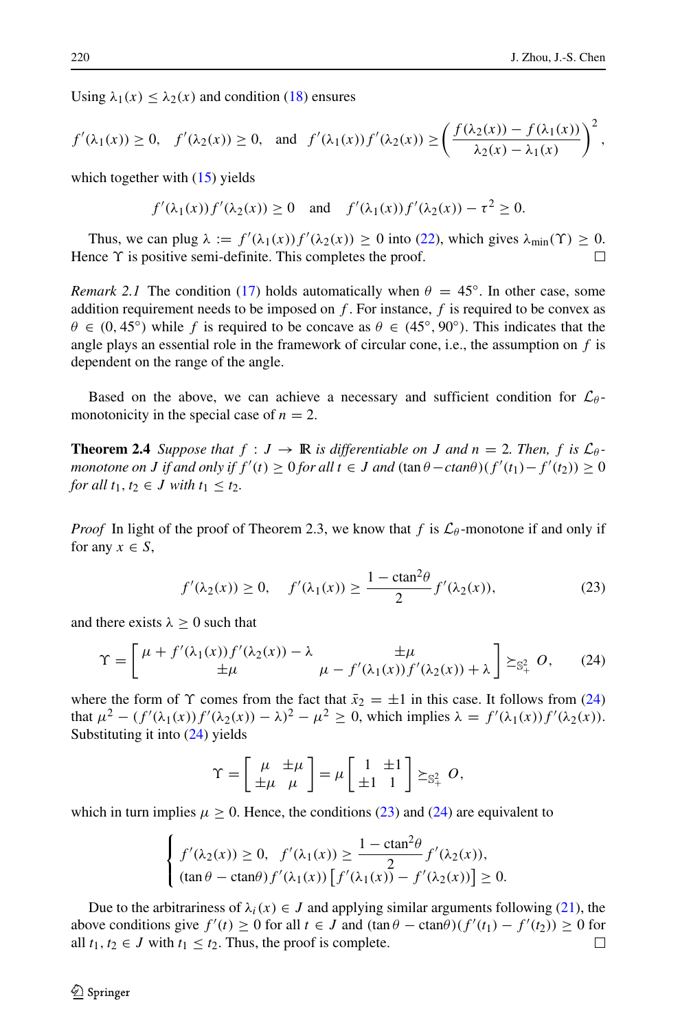Using $\lambda_1(x) \le \lambda_2(x)$ and condition (18) ensures

$$f'(\lambda_1(x)) \ge 0, \quad f'(\lambda_2(x)) \ge 0, \quad \text{and} \quad f'(\lambda_1(x))f'(\lambda_2(x)) \ge \left(\frac{f(\lambda_2(x)) - f(\lambda_1(x))}{\lambda_2(x) - \lambda_1(x)}\right)^2,$$

which together with (15) yields

$$f'(\lambda_1(x))f'(\lambda_2(x)) \ge 0 \quad \text{and} \quad f'(\lambda_1(x))f'(\lambda_2(x)) - \tau^2 \ge 0.$$

Thus, we can plug $\lambda := f'(\lambda_1(x))f'(\lambda_2(x)) \ge 0$ into (22), which gives $\lambda_{\min}(\Upsilon) \ge 0$. Hence $\Upsilon$ is positive semi-definite. This completes the proof. □

*Remark 2.1* The condition (17) holds automatically when $\theta = 45^\circ$. In other case, some addition requirement needs to be imposed on $f$. For instance, $f$ is required to be convex as $\theta \in (0, 45^\circ)$ while $f$ is required to be concave as $\theta \in (45^\circ, 90^\circ)$. This indicates that the angle plays an essential role in the framework of circular cone, i.e., the assumption on $f$ is dependent on the range of the angle.

Based on the above, we can achieve a necessary and sufficient condition for $\mathcal{L}_\theta$-monotonicity in the special case of $n = 2$.

**Theorem 2.4** *Suppose that $f : J \to \mathbb{R}$ is differentiable on $J$ and $n = 2$. Then, $f$ is $\mathcal{L}_\theta$-monotone on $J$ if and only if $f'(t) \ge 0$ for all $t \in J$ and $(\tan\theta - \text{ctan}\theta)(f'(t_1) - f'(t_2)) \ge 0$ for all $t_1, t_2 \in J$ with $t_1 \le t_2$.*

*Proof* In light of the proof of Theorem 2.3, we know that $f$ is $\mathcal{L}_\theta$-monotone if and only if for any $x \in S$,

$$f'(\lambda_2(x)) \ge 0, \quad f'(\lambda_1(x)) \ge \frac{1 - \text{ctan}^2\theta}{2} f'(\lambda_2(x)), \tag{23}$$

and there exists $\lambda \ge 0$ such that

$$\Upsilon = \begin{bmatrix} \mu + f'(\lambda_1(x))f'(\lambda_2(x)) - \lambda & \pm\mu \\ \pm\mu & \mu - f'(\lambda_1(x))f'(\lambda_2(x)) + \lambda \end{bmatrix} \succeq_{\mathbb{S}^2_+} O, \tag{24}$$

where the form of $\Upsilon$ comes from the fact that $\bar{x}_2 = \pm 1$ in this case. It follows from (24) that $\mu^2 - (f'(\lambda_1(x))f'(\lambda_2(x)) - \lambda)^2 - \mu^2 \ge 0$, which implies $\lambda = f'(\lambda_1(x))f'(\lambda_2(x))$. Substituting it into (24) yields

$$\Upsilon = \begin{bmatrix} \mu & \pm\mu \\ \pm\mu & \mu \end{bmatrix} = \mu \begin{bmatrix} 1 & \pm 1 \\ \pm 1 & 1 \end{bmatrix} \succeq_{\mathbb{S}^2_+} O,$$

which in turn implies $\mu \ge 0$. Hence, the conditions (23) and (24) are equivalent to

$$\begin{cases} f'(\lambda_2(x)) \ge 0, \quad f'(\lambda_1(x)) \ge \dfrac{1 - \text{ctan}^2\theta}{2} f'(\lambda_2(x)), \\ (\tan\theta - \text{ctan}\theta) f'(\lambda_1(x)) \left[f'(\lambda_1(x)) - f'(\lambda_2(x))\right] \ge 0. \end{cases}$$

Due to the arbitrariness of $\lambda_i(x) \in J$ and applying similar arguments following (21), the above conditions give $f'(t) \ge 0$ for all $t \in J$ and $(\tan\theta - \text{ctan}\theta)(f'(t_1) - f'(t_2)) \ge 0$ for all $t_1, t_2 \in J$ with $t_1 \le t_2$. Thus, the proof is complete. □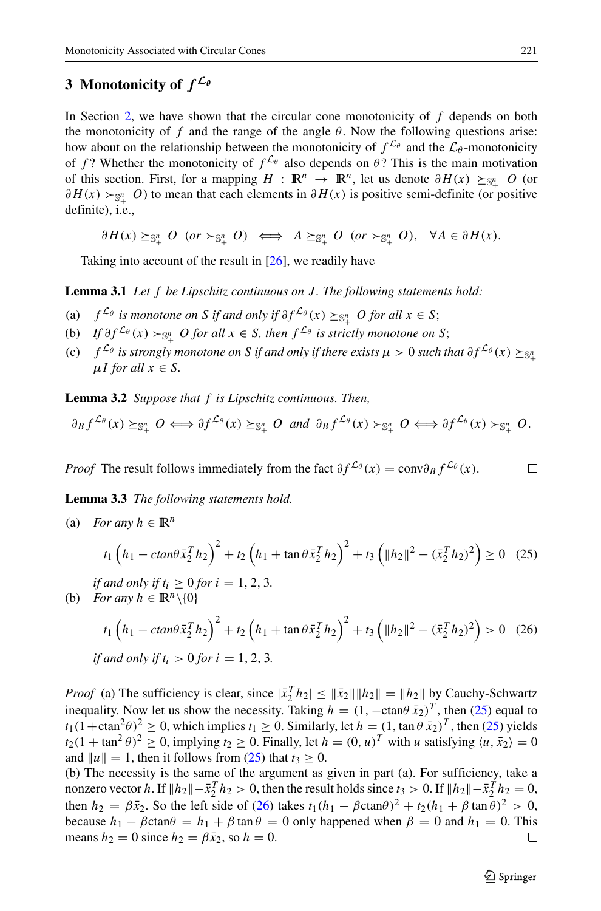## 3 Monotonicity of $f^{\mathcal{L}_\theta}$

In Section 2, we have shown that the circular cone monotonicity of $f$ depends on both the monotonicity of $f$ and the range of the angle $\theta$. Now the following questions arise: how about on the relationship between the monotonicity of $f^{\mathcal{L}_\theta}$ and the $\mathcal{L}_\theta$-monotonicity of $f$? Whether the monotonicity of $f^{\mathcal{L}_\theta}$ also depends on $\theta$? This is the main motivation of this section. First, for a mapping $H : \mathbb{R}^n \to \mathbb{R}^n$, let us denote $\partial H(x) \succeq_{\mathbb{S}^n_+} O$ (or $\partial H(x) \succ_{\mathbb{S}^n_+} O$) to mean that each elements in $\partial H(x)$ is positive semi-definite (or positive definite), i.e.,

$$\partial H(x) \succeq_{\mathbb{S}^n_+} O \ \ (or \succ_{\mathbb{S}^n_+} O) \iff A \succeq_{\mathbb{S}^n_+} O \ \ (or \succ_{\mathbb{S}^n_+} O), \quad \forall A \in \partial H(x).$$

Taking into account of the result in [26], we readily have

**Lemma 3.1** *Let $f$ be Lipschitz continuous on $J$. The following statements hold:*

(a) *$f^{\mathcal{L}_\theta}$ is monotone on $S$ if and only if $\partial f^{\mathcal{L}_\theta}(x) \succeq_{\mathbb{S}^n_+} O$ for all $x \in S$;*

(b) *If $\partial f^{\mathcal{L}_\theta}(x) \succ_{\mathbb{S}^n_+} O$ for all $x \in S$, then $f^{\mathcal{L}_\theta}$ is strictly monotone on $S$;*

(c) *$f^{\mathcal{L}_\theta}$ is strongly monotone on $S$ if and only if there exists $\mu > 0$ such that $\partial f^{\mathcal{L}_\theta}(x) \succeq_{\mathbb{S}^n_+} \mu I$ for all $x \in S$.*

**Lemma 3.2** *Suppose that $f$ is Lipschitz continuous. Then,*

$$\partial_B f^{\mathcal{L}_\theta}(x) \succeq_{\mathbb{S}^n_+} O \iff \partial f^{\mathcal{L}_\theta}(x) \succeq_{\mathbb{S}^n_+} O \ \ and \ \ \partial_B f^{\mathcal{L}_\theta}(x) \succ_{\mathbb{S}^n_+} O \iff \partial f^{\mathcal{L}_\theta}(x) \succ_{\mathbb{S}^n_+} O.$$

*Proof* The result follows immediately from the fact $\partial f^{\mathcal{L}_\theta}(x) = \text{conv}\partial_B f^{\mathcal{L}_\theta}(x)$. □

**Lemma 3.3** *The following statements hold.*

(a) *For any $h \in \mathbb{R}^n$*

$$t_1\left(h_1 - ctan\theta \bar{x}_2^T h_2\right)^2 + t_2\left(h_1 + \tan\theta \bar{x}_2^T h_2\right)^2 + t_3\left(\|h_2\|^2 - (\bar{x}_2^T h_2)^2\right) \geq 0 \quad (25)$$

*if and only if $t_i \geq 0$ for $i = 1, 2, 3$.*

(b) *For any $h \in \mathbb{R}^n \backslash \{0\}$*

$$t_1\left(h_1 - ctan\theta \bar{x}_2^T h_2\right)^2 + t_2\left(h_1 + \tan\theta \bar{x}_2^T h_2\right)^2 + t_3\left(\|h_2\|^2 - (\bar{x}_2^T h_2)^2\right) > 0 \quad (26)$$

*if and only if $t_i > 0$ for $i = 1, 2, 3$.*

*Proof* (a) The sufficiency is clear, since $|\bar{x}_2^T h_2| \leq \|\bar{x}_2\|\|h_2\| = \|h_2\|$ by Cauchy-Schwartz inequality. Now let us show the necessity. Taking $h = (1, -\text{ctan}\theta\, \bar{x}_2)^T$, then (25) equal to $t_1(1+\text{ctan}^2\theta)^2 \geq 0$, which implies $t_1 \geq 0$. Similarly, let $h = (1, \tan\theta\, \bar{x}_2)^T$, then (25) yields $t_2(1 + \tan^2\theta)^2 \geq 0$, implying $t_2 \geq 0$. Finally, let $h = (0, u)^T$ with $u$ satisfying $\langle u, \bar{x}_2\rangle = 0$ and $\|u\| = 1$, then it follows from (25) that $t_3 \geq 0$.

(b) The necessity is the same of the argument as given in part (a). For sufficiency, take a nonzero vector $h$. If $\|h_2\| - \bar{x}_2^T h_2 > 0$, then the result holds since $t_3 > 0$. If $\|h_2\| - \bar{x}_2^T h_2 = 0$, then $h_2 = \beta\bar{x}_2$. So the left side of (26) takes $t_1(h_1 - \beta\text{ctan}\theta)^2 + t_2(h_1 + \beta\tan\theta)^2 > 0$, because $h_1 - \beta\text{ctan}\theta = h_1 + \beta\tan\theta = 0$ only happened when $\beta = 0$ and $h_1 = 0$. This means $h_2 = 0$ since $h_2 = \beta\bar{x}_2$, so $h = 0$. □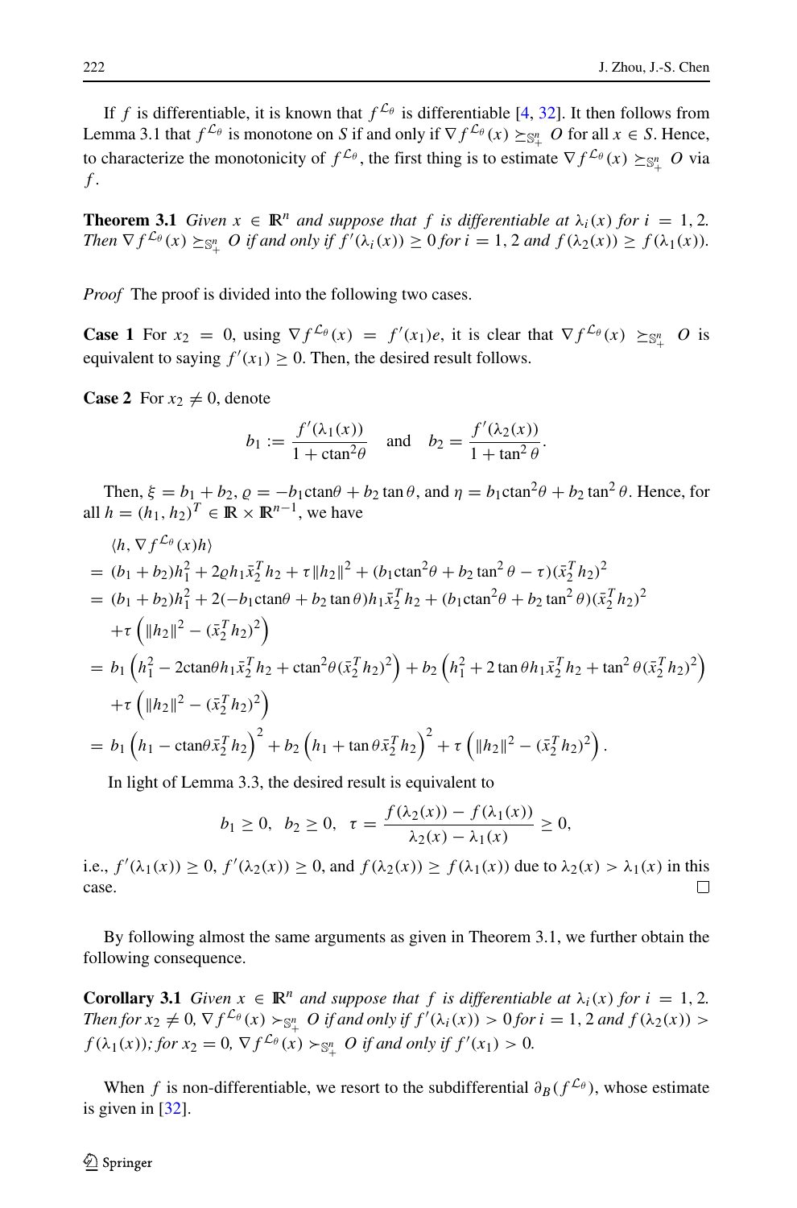If $f$ is differentiable, it is known that $f^{\mathcal{L}_\theta}$ is differentiable [4, 32]. It then follows from Lemma 3.1 that $f^{\mathcal{L}_\theta}$ is monotone on $S$ if and only if $\nabla f^{\mathcal{L}_\theta}(x) \succeq_{\mathbb{S}^n_+} O$ for all $x \in S$. Hence, to characterize the monotonicity of $f^{\mathcal{L}_\theta}$, the first thing is to estimate $\nabla f^{\mathcal{L}_\theta}(x) \succeq_{\mathbb{S}^n_+} O$ via $f$.

**Theorem 3.1** *Given $x \in \mathbb{R}^n$ and suppose that $f$ is differentiable at $\lambda_i(x)$ for $i = 1, 2$. Then $\nabla f^{\mathcal{L}_\theta}(x) \succeq_{\mathbb{S}^n_+} O$ if and only if $f'(\lambda_i(x)) \geq 0$ for $i = 1, 2$ and $f(\lambda_2(x)) \geq f(\lambda_1(x))$.*

*Proof* The proof is divided into the following two cases.

**Case 1** For $x_2 = 0$, using $\nabla f^{\mathcal{L}_\theta}(x) = f'(x_1)e$, it is clear that $\nabla f^{\mathcal{L}_\theta}(x) \succeq_{\mathbb{S}^n_+} O$ is equivalent to saying $f'(x_1) \geq 0$. Then, the desired result follows.

**Case 2** For $x_2 \neq 0$, denote

$$b_1 := \frac{f'(\lambda_1(x))}{1 + \mathrm{ctan}^2\theta} \quad \text{and} \quad b_2 = \frac{f'(\lambda_2(x))}{1 + \tan^2\theta}.$$

Then, $\xi = b_1 + b_2$, $\varrho = -b_1 \mathrm{ctan}\theta + b_2 \tan\theta$, and $\eta = b_1 \mathrm{ctan}^2\theta + b_2 \tan^2\theta$. Hence, for all $h = (h_1, h_2)^T \in \mathbb{R} \times \mathbb{R}^{n-1}$, we have

$$\begin{aligned}
&\langle h, \nabla f^{\mathcal{L}_\theta}(x) h\rangle \\
&= (b_1 + b_2)h_1^2 + 2\varrho h_1 \bar{x}_2^T h_2 + \tau \|h_2\|^2 + (b_1 \mathrm{ctan}^2\theta + b_2 \tan^2\theta - \tau)(\bar{x}_2^T h_2)^2 \\
&= (b_1 + b_2)h_1^2 + 2(-b_1 \mathrm{ctan}\theta + b_2 \tan\theta) h_1 \bar{x}_2^T h_2 + (b_1 \mathrm{ctan}^2\theta + b_2 \tan^2\theta)(\bar{x}_2^T h_2)^2 \\
&\quad + \tau\left(\|h_2\|^2 - (\bar{x}_2^T h_2)^2\right) \\
&= b_1\left(h_1^2 - 2\mathrm{ctan}\theta h_1 \bar{x}_2^T h_2 + \mathrm{ctan}^2\theta (\bar{x}_2^T h_2)^2\right) + b_2\left(h_1^2 + 2\tan\theta h_1 \bar{x}_2^T h_2 + \tan^2\theta (\bar{x}_2^T h_2)^2\right) \\
&\quad + \tau\left(\|h_2\|^2 - (\bar{x}_2^T h_2)^2\right) \\
&= b_1\left(h_1 - \mathrm{ctan}\theta \bar{x}_2^T h_2\right)^2 + b_2\left(h_1 + \tan\theta \bar{x}_2^T h_2\right)^2 + \tau\left(\|h_2\|^2 - (\bar{x}_2^T h_2)^2\right).
\end{aligned}$$

In light of Lemma 3.3, the desired result is equivalent to

$$b_1 \geq 0, \quad b_2 \geq 0, \quad \tau = \frac{f(\lambda_2(x)) - f(\lambda_1(x))}{\lambda_2(x) - \lambda_1(x)} \geq 0,$$

i.e., $f'(\lambda_1(x)) \geq 0$, $f'(\lambda_2(x)) \geq 0$, and $f(\lambda_2(x)) \geq f(\lambda_1(x))$ due to $\lambda_2(x) > \lambda_1(x)$ in this case. □

By following almost the same arguments as given in Theorem 3.1, we further obtain the following consequence.

**Corollary 3.1** *Given $x \in \mathbb{R}^n$ and suppose that $f$ is differentiable at $\lambda_i(x)$ for $i = 1, 2$. Then for $x_2 \neq 0$, $\nabla f^{\mathcal{L}_\theta}(x) \succ_{\mathbb{S}^n_+} O$ if and only if $f'(\lambda_i(x)) > 0$ for $i = 1, 2$ and $f(\lambda_2(x)) > f(\lambda_1(x))$; for $x_2 = 0$, $\nabla f^{\mathcal{L}_\theta}(x) \succ_{\mathbb{S}^n_+} O$ if and only if $f'(x_1) > 0$.*

When $f$ is non-differentiable, we resort to the subdifferential $\partial_B(f^{\mathcal{L}_\theta})$, whose estimate is given in [32].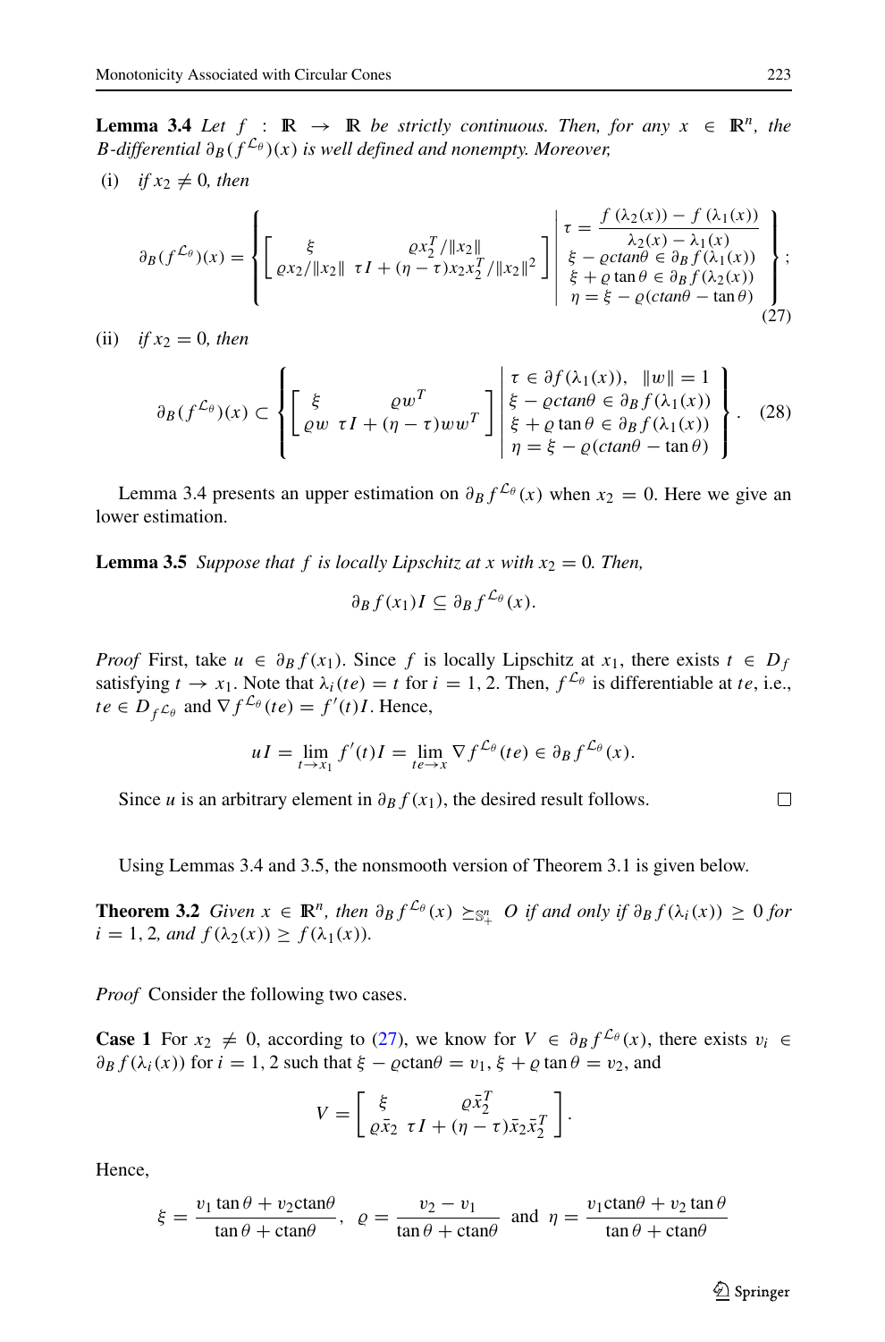**Lemma 3.4** *Let $f : \mathbb{R} \to \mathbb{R}$ be strictly continuous. Then, for any $x \in \mathbb{R}^n$, the B-differential $\partial_B(f^{\mathcal{L}_\theta})(x)$ is well defined and nonempty. Moreover,*

(i) *if $x_2 \neq 0$, then*

$$\partial_B(f^{\mathcal{L}_\theta})(x) = \left\{ \begin{bmatrix} \xi & \varrho x_2^T/\|x_2\| \\ \varrho x_2/\|x_2\| & \tau I + (\eta - \tau)x_2 x_2^T/\|x_2\|^2 \end{bmatrix} \middle| \begin{array}{l} \tau = \dfrac{f(\lambda_2(x)) - f(\lambda_1(x))}{\lambda_2(x) - \lambda_1(x)} \\ \xi - \varrho ctan\theta \in \partial_B f(\lambda_1(x)) \\ \xi + \varrho \tan\theta \in \partial_B f(\lambda_2(x)) \\ \eta = \xi - \varrho(ctan\theta - \tan\theta) \end{array} \right\}; \tag{27}$$

(ii) *if $x_2 = 0$, then*

$$\partial_B(f^{\mathcal{L}_\theta})(x) \subset \left\{ \begin{bmatrix} \xi & \varrho w^T \\ \varrho w & \tau I + (\eta - \tau)ww^T \end{bmatrix} \middle| \begin{array}{l} \tau \in \partial f(\lambda_1(x)), \ \ \|w\| = 1 \\ \xi - \varrho ctan\theta \in \partial_B f(\lambda_1(x)) \\ \xi + \varrho \tan\theta \in \partial_B f(\lambda_1(x)) \\ \eta = \xi - \varrho(ctan\theta - \tan\theta) \end{array} \right\}. \tag{28}$$

Lemma 3.4 presents an upper estimation on $\partial_B f^{\mathcal{L}_\theta}(x)$ when $x_2 = 0$. Here we give an lower estimation.

**Lemma 3.5** *Suppose that $f$ is locally Lipschitz at $x$ with $x_2 = 0$. Then,*

$$\partial_B f(x_1) I \subseteq \partial_B f^{\mathcal{L}_\theta}(x).$$

*Proof* First, take $u \in \partial_B f(x_1)$. Since $f$ is locally Lipschitz at $x_1$, there exists $t \in D_f$ satisfying $t \to x_1$. Note that $\lambda_i(te) = t$ for $i = 1, 2$. Then, $f^{\mathcal{L}_\theta}$ is differentiable at $te$, i.e., $te \in D_{f^{\mathcal{L}_\theta}}$ and $\nabla f^{\mathcal{L}_\theta}(te) = f'(t)I$. Hence,

$$uI = \lim_{t \to x_1} f'(t)I = \lim_{te \to x} \nabla f^{\mathcal{L}_\theta}(te) \in \partial_B f^{\mathcal{L}_\theta}(x).$$

Since $u$ is an arbitrary element in $\partial_B f(x_1)$, the desired result follows. $\square$

Using Lemmas 3.4 and 3.5, the nonsmooth version of Theorem 3.1 is given below.

**Theorem 3.2** *Given $x \in \mathbb{R}^n$, then $\partial_B f^{\mathcal{L}_\theta}(x) \succeq_{\mathbb{S}^n_+} O$ if and only if $\partial_B f(\lambda_i(x)) \geq 0$ for $i = 1, 2$, and $f(\lambda_2(x)) \geq f(\lambda_1(x))$.*

*Proof* Consider the following two cases.

**Case 1** For $x_2 \neq 0$, according to (27), we know for $V \in \partial_B f^{\mathcal{L}_\theta}(x)$, there exists $v_i \in \partial_B f(\lambda_i(x))$ for $i = 1, 2$ such that $\xi - \varrho \text{ctan}\theta = v_1$, $\xi + \varrho \tan\theta = v_2$, and

$$V = \begin{bmatrix} \xi & \varrho \bar{x}_2^T \\ \varrho \bar{x}_2 & \tau I + (\eta - \tau)\bar{x}_2 \bar{x}_2^T \end{bmatrix}.$$

Hence,

$$\xi = \frac{v_1 \tan\theta + v_2 \text{ctan}\theta}{\tan\theta + \text{ctan}\theta}, \ \ \varrho = \frac{v_2 - v_1}{\tan\theta + \text{ctan}\theta} \ \text{ and } \ \eta = \frac{v_1 \text{ctan}\theta + v_2 \tan\theta}{\tan\theta + \text{ctan}\theta}$$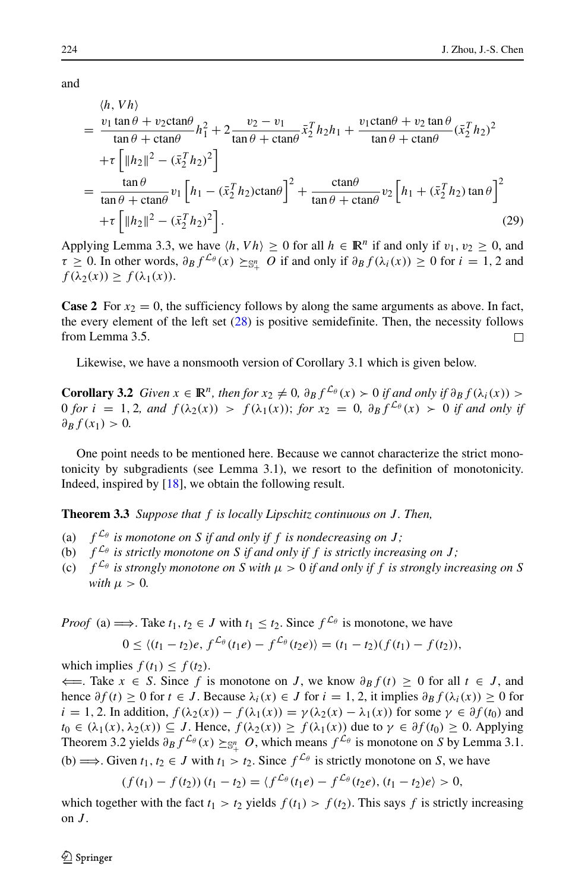and

$$
\begin{aligned}
&\langle h, Vh\rangle \\
&= \frac{v_1 \tan\theta + v_2 \text{ctan}\theta}{\tan\theta + \text{ctan}\theta} h_1^2 + 2\frac{v_2 - v_1}{\tan\theta + \text{ctan}\theta} \bar{x}_2^T h_2 h_1 + \frac{v_1 \text{ctan}\theta + v_2 \tan\theta}{\tan\theta + \text{ctan}\theta} (\bar{x}_2^T h_2)^2 \\
&\quad + \tau \left[ \|h_2\|^2 - (\bar{x}_2^T h_2)^2 \right] \\
&= \frac{\tan\theta}{\tan\theta + \text{ctan}\theta} v_1 \left[ h_1 - (\bar{x}_2^T h_2)\text{ctan}\theta \right]^2 + \frac{\text{ctan}\theta}{\tan\theta + \text{ctan}\theta} v_2 \left[ h_1 + (\bar{x}_2^T h_2)\tan\theta \right]^2 \\
&\quad + \tau \left[ \|h_2\|^2 - (\bar{x}_2^T h_2)^2 \right].
\end{aligned} \tag{29}
$$

Applying Lemma 3.3, we have $\langle h, Vh\rangle \geq 0$ for all $h \in \mathbb{R}^n$ if and only if $v_1, v_2 \geq 0$, and $\tau \geq 0$. In other words, $\partial_B f^{\mathcal{L}_\theta}(x) \succeq_{\mathbb{S}^n_+} O$ if and only if $\partial_B f(\lambda_i(x)) \geq 0$ for $i = 1, 2$ and $f(\lambda_2(x)) \geq f(\lambda_1(x))$.

**Case 2** For $x_2 = 0$, the sufficiency follows by along the same arguments as above. In fact, the every element of the left set (28) is positive semidefinite. Then, the necessity follows from Lemma 3.5. □

Likewise, we have a nonsmooth version of Corollary 3.1 which is given below.

**Corollary 3.2** *Given $x \in \mathbb{R}^n$, then for $x_2 \neq 0$, $\partial_B f^{\mathcal{L}_\theta}(x) \succ 0$ if and only if $\partial_B f(\lambda_i(x)) > 0$ for $i = 1, 2$, and $f(\lambda_2(x)) > f(\lambda_1(x))$; for $x_2 = 0$, $\partial_B f^{\mathcal{L}_\theta}(x) \succ 0$ if and only if $\partial_B f(x_1) > 0$.*

One point needs to be mentioned here. Because we cannot characterize the strict monotonicity by subgradients (see Lemma 3.1), we resort to the definition of monotonicity. Indeed, inspired by [18], we obtain the following result.

**Theorem 3.3** *Suppose that $f$ is locally Lipschitz continuous on $J$. Then,*

(a) *$f^{\mathcal{L}_\theta}$ is monotone on $S$ if and only if $f$ is nondecreasing on $J$;*
(b) *$f^{\mathcal{L}_\theta}$ is strictly monotone on $S$ if and only if $f$ is strictly increasing on $J$;*
(c) *$f^{\mathcal{L}_\theta}$ is strongly monotone on $S$ with $\mu > 0$ if and only if $f$ is strongly increasing on $S$ with $\mu > 0$.*

*Proof* (a) $\Longrightarrow$. Take $t_1, t_2 \in J$ with $t_1 \leq t_2$. Since $f^{\mathcal{L}_\theta}$ is monotone, we have

$$0 \leq \langle (t_1 - t_2)e, f^{\mathcal{L}_\theta}(t_1 e) - f^{\mathcal{L}_\theta}(t_2 e)\rangle = (t_1 - t_2)(f(t_1) - f(t_2)),$$

which implies $f(t_1) \leq f(t_2)$.
$\Longleftarrow$. Take $x \in S$. Since $f$ is monotone on $J$, we know $\partial_B f(t) \geq 0$ for all $t \in J$, and hence $\partial f(t) \geq 0$ for $t \in J$. Because $\lambda_i(x) \in J$ for $i = 1, 2$, it implies $\partial_B f(\lambda_i(x)) \geq 0$ for $i = 1, 2$. In addition, $f(\lambda_2(x)) - f(\lambda_1(x)) = \gamma(\lambda_2(x) - \lambda_1(x))$ for some $\gamma \in \partial f(t_0)$ and $t_0 \in (\lambda_1(x), \lambda_2(x)) \subseteq J$. Hence, $f(\lambda_2(x)) \geq f(\lambda_1(x))$ due to $\gamma \in \partial f(t_0) \geq 0$. Applying Theorem 3.2 yields $\partial_B f^{\mathcal{L}_\theta}(x) \succeq_{\mathbb{S}^n_+} O$, which means $f^{\mathcal{L}_\theta}$ is monotone on $S$ by Lemma 3.1.
(b) $\Longrightarrow$. Given $t_1, t_2 \in J$ with $t_1 > t_2$. Since $f^{\mathcal{L}_\theta}$ is strictly monotone on $S$, we have

$$(f(t_1) - f(t_2))(t_1 - t_2) = \langle f^{\mathcal{L}_\theta}(t_1 e) - f^{\mathcal{L}_\theta}(t_2 e), (t_1 - t_2)e\rangle > 0,$$

which together with the fact $t_1 > t_2$ yields $f(t_1) > f(t_2)$. This says $f$ is strictly increasing on $J$.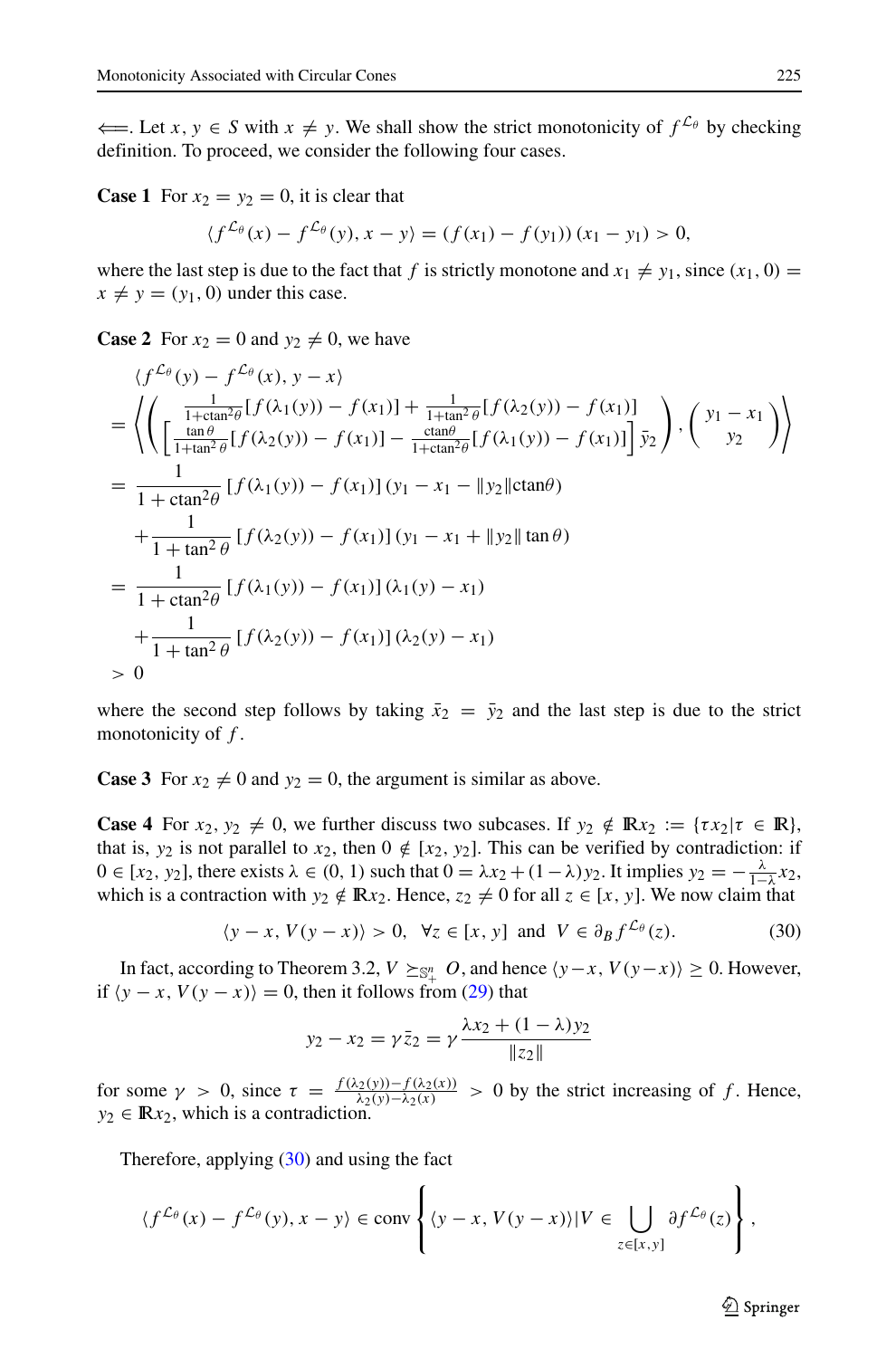$\Longleftarrow$. Let $x, y \in S$ with $x \neq y$. We shall show the strict monotonicity of $f^{\mathcal{L}_\theta}$ by checking definition. To proceed, we consider the following four cases.

**Case 1** For $x_2 = y_2 = 0$, it is clear that

$$\langle f^{\mathcal{L}_\theta}(x) - f^{\mathcal{L}_\theta}(y), x - y \rangle = (f(x_1) - f(y_1))(x_1 - y_1) > 0,$$

where the last step is due to the fact that $f$ is strictly monotone and $x_1 \neq y_1$, since $(x_1, 0) = x \neq y = (y_1, 0)$ under this case.

**Case 2** For $x_2 = 0$ and $y_2 \neq 0$, we have

$$\begin{aligned}
&\langle f^{\mathcal{L}_\theta}(y) - f^{\mathcal{L}_\theta}(x), y - x \rangle \\
&= \left\langle \left( \begin{array}{c} \frac{1}{1+\text{ctan}^2\theta}[f(\lambda_1(y)) - f(x_1)] + \frac{1}{1+\tan^2\theta}[f(\lambda_2(y)) - f(x_1)] \\ \left[\frac{\tan\theta}{1+\tan^2\theta}[f(\lambda_2(y)) - f(x_1)] - \frac{\text{ctan}\theta}{1+\text{ctan}^2\theta}[f(\lambda_1(y)) - f(x_1)]\right]\bar{y}_2 \end{array} \right), \left( \begin{array}{c} y_1 - x_1 \\ y_2 \end{array} \right) \right\rangle \\
&= \frac{1}{1+\text{ctan}^2\theta}[f(\lambda_1(y)) - f(x_1)](y_1 - x_1 - \|y_2\|\text{ctan}\theta) \\
&\quad + \frac{1}{1+\tan^2\theta}[f(\lambda_2(y)) - f(x_1)](y_1 - x_1 + \|y_2\|\tan\theta) \\
&= \frac{1}{1+\text{ctan}^2\theta}[f(\lambda_1(y)) - f(x_1)](\lambda_1(y) - x_1) \\
&\quad + \frac{1}{1+\tan^2\theta}[f(\lambda_2(y)) - f(x_1)](\lambda_2(y) - x_1) \\
&> 0
\end{aligned}$$

where the second step follows by taking $\bar{x}_2 = \bar{y}_2$ and the last step is due to the strict monotonicity of $f$.

**Case 3** For $x_2 \neq 0$ and $y_2 = 0$, the argument is similar as above.

**Case 4** For $x_2, y_2 \neq 0$, we further discuss two subcases. If $y_2 \notin \mathbb{R}x_2 := \{\tau x_2 | \tau \in \mathbb{R}\}$, that is, $y_2$ is not parallel to $x_2$, then $0 \notin [x_2, y_2]$. This can be verified by contradiction: if $0 \in [x_2, y_2]$, there exists $\lambda \in (0, 1)$ such that $0 = \lambda x_2 + (1-\lambda)y_2$. It implies $y_2 = -\frac{\lambda}{1-\lambda}x_2$, which is a contraction with $y_2 \notin \mathbb{R}x_2$. Hence, $z_2 \neq 0$ for all $z \in [x, y]$. We now claim that

$$\langle y - x, V(y - x) \rangle > 0, \quad \forall z \in [x, y] \text{ and } V \in \partial_B f^{\mathcal{L}_\theta}(z). \tag{30}$$

In fact, according to Theorem 3.2, $V \succeq_{\mathbb{S}^n_+} O$, and hence $\langle y-x, V(y-x)\rangle \geq 0$. However, if $\langle y - x, V(y - x)\rangle = 0$, then it follows from (29) that

$$y_2 - x_2 = \gamma \bar{z}_2 = \gamma \frac{\lambda x_2 + (1-\lambda)y_2}{\|z_2\|}$$

for some $\gamma > 0$, since $\tau = \frac{f(\lambda_2(y)) - f(\lambda_2(x))}{\lambda_2(y) - \lambda_2(x)} > 0$ by the strict increasing of $f$. Hence, $y_2 \in \mathbb{R}x_2$, which is a contradiction.

Therefore, applying (30) and using the fact

$$\langle f^{\mathcal{L}_\theta}(x) - f^{\mathcal{L}_\theta}(y), x - y \rangle \in \text{conv}\left\{ \langle y - x, V(y - x)\rangle | V \in \bigcup_{z \in [x,y]} \partial f^{\mathcal{L}_\theta}(z) \right\},$$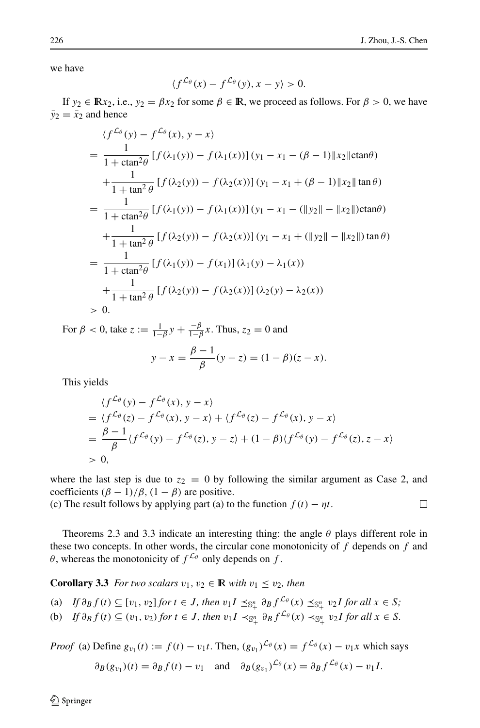we have

$$\langle f^{\mathcal{L}_\theta}(x) - f^{\mathcal{L}_\theta}(y), x - y\rangle > 0.$$

If $y_2 \in \mathbb{R}x_2$, i.e., $y_2 = \beta x_2$ for some $\beta \in \mathbb{R}$, we proceed as follows. For $\beta > 0$, we have $\bar{y}_2 = \bar{x}_2$ and hence

$$\begin{aligned}
&\langle f^{\mathcal{L}_\theta}(y) - f^{\mathcal{L}_\theta}(x), y - x\rangle \\
&= \frac{1}{1+\text{ctan}^2\theta}\left[f(\lambda_1(y)) - f(\lambda_1(x))\right](y_1 - x_1 - (\beta - 1)\|x_2\|\text{ctan}\theta) \\
&\quad + \frac{1}{1+\tan^2\theta}\left[f(\lambda_2(y)) - f(\lambda_2(x))\right](y_1 - x_1 + (\beta - 1)\|x_2\|\tan\theta) \\
&= \frac{1}{1+\text{ctan}^2\theta}\left[f(\lambda_1(y)) - f(\lambda_1(x))\right](y_1 - x_1 - (\|y_2\| - \|x_2\|)\text{ctan}\theta) \\
&\quad + \frac{1}{1+\tan^2\theta}\left[f(\lambda_2(y)) - f(\lambda_2(x))\right](y_1 - x_1 + (\|y_2\| - \|x_2\|)\tan\theta) \\
&= \frac{1}{1+\text{ctan}^2\theta}\left[f(\lambda_1(y)) - f(x_1)\right](\lambda_1(y) - \lambda_1(x)) \\
&\quad + \frac{1}{1+\tan^2\theta}\left[f(\lambda_2(y)) - f(\lambda_2(x))\right](\lambda_2(y) - \lambda_2(x)) \\
&> 0.
\end{aligned}$$

For $\beta < 0$, take $z := \frac{1}{1-\beta}y + \frac{-\beta}{1-\beta}x$. Thus, $z_2 = 0$ and

$$y - x = \frac{\beta - 1}{\beta}(y - z) = (1 - \beta)(z - x).$$

This yields

$$\begin{aligned}
&\langle f^{\mathcal{L}_\theta}(y) - f^{\mathcal{L}_\theta}(x), y - x\rangle \\
&= \langle f^{\mathcal{L}_\theta}(z) - f^{\mathcal{L}_\theta}(x), y - x\rangle + \langle f^{\mathcal{L}_\theta}(z) - f^{\mathcal{L}_\theta}(x), y - x\rangle \\
&= \frac{\beta - 1}{\beta}\langle f^{\mathcal{L}_\theta}(y) - f^{\mathcal{L}_\theta}(z), y - z\rangle + (1 - \beta)\langle f^{\mathcal{L}_\theta}(y) - f^{\mathcal{L}_\theta}(z), z - x\rangle \\
&> 0,
\end{aligned}$$

where the last step is due to $z_2 = 0$ by following the similar argument as Case 2, and coefficients $(\beta - 1)/\beta$, $(1 - \beta)$ are positive.

(c) The result follows by applying part (a) to the function $f(t) - \eta t$. $\square$

Theorems 2.3 and 3.3 indicate an interesting thing: the angle $\theta$ plays different role in these two concepts. In other words, the circular cone monotonicity of $f$ depends on $f$ and $\theta$, whereas the monotonicity of $f^{\mathcal{L}_\theta}$ only depends on $f$.

**Corollary 3.3** *For two scalars $v_1, v_2 \in \mathbb{R}$ with $v_1 \le v_2$, then*

(a) *If $\partial_B f(t) \subseteq [v_1, v_2]$ for $t \in J$, then $v_1 I \preceq_{\mathbb{S}^n_+} \partial_B f^{\mathcal{L}_\theta}(x) \preceq_{\mathbb{S}^n_+} v_2 I$ for all $x \in S$;*

(b) *If $\partial_B f(t) \subseteq (v_1, v_2)$ for $t \in J$, then $v_1 I \prec_{\mathbb{S}^n_+} \partial_B f^{\mathcal{L}_\theta}(x) \prec_{\mathbb{S}^n_+} v_2 I$ for all $x \in S$.*

*Proof* (a) Define $g_{v_1}(t) := f(t) - v_1 t$. Then, $(g_{v_1})^{\mathcal{L}_\theta}(x) = f^{\mathcal{L}_\theta}(x) - v_1 x$ which says

$$\partial_B(g_{v_1})(t) = \partial_B f(t) - v_1 \quad \text{and} \quad \partial_B(g_{v_1})^{\mathcal{L}_\theta}(x) = \partial_B f^{\mathcal{L}_\theta}(x) - v_1 I.$$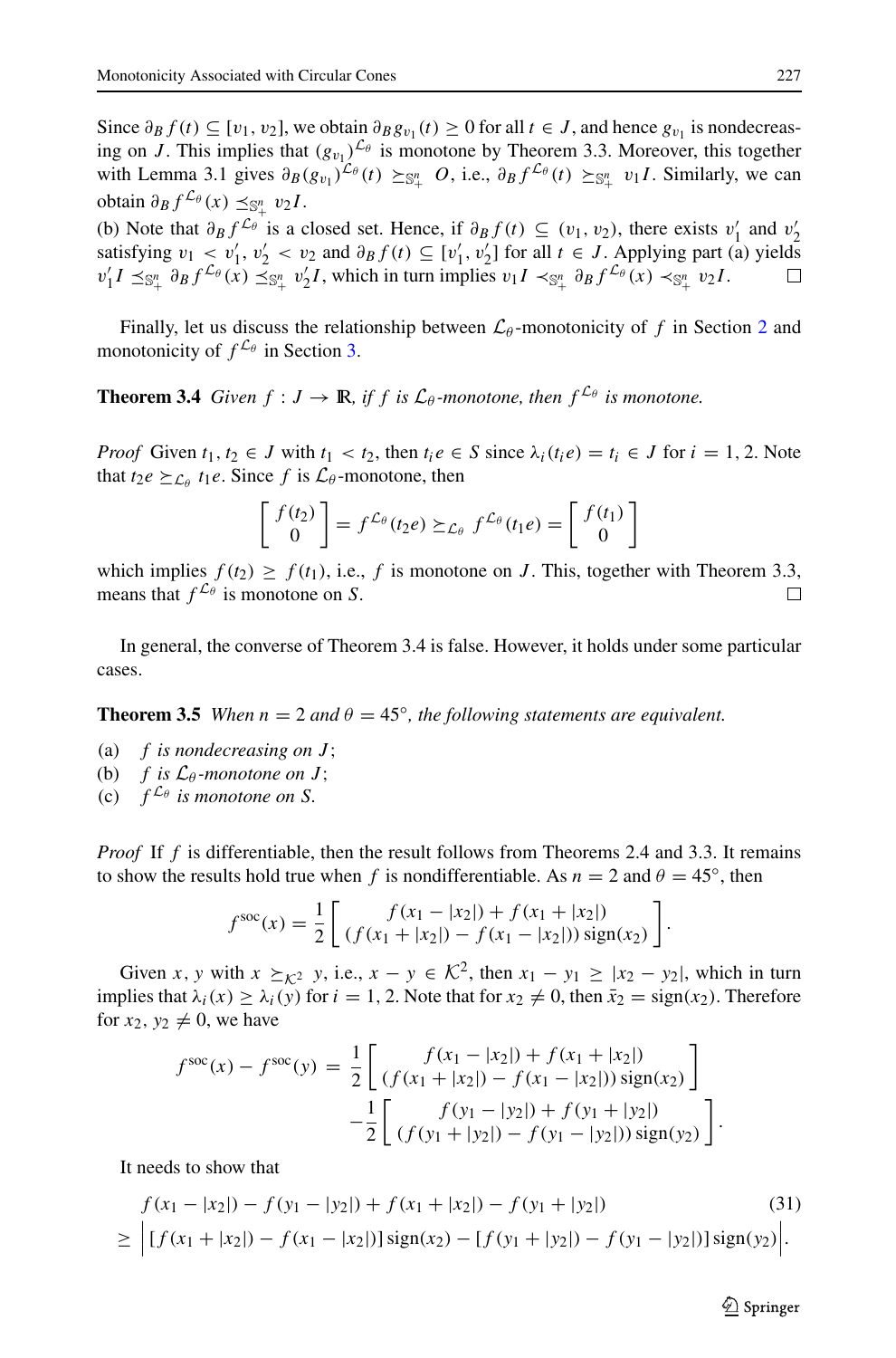Since $\partial_B f(t) \subseteq [v_1, v_2]$, we obtain $\partial_B g_{v_1}(t) \geq 0$ for all $t \in J$, and hence $g_{v_1}$ is nondecreasing on $J$. This implies that $(g_{v_1})^{\mathcal{L}_\theta}$ is monotone by Theorem 3.3. Moreover, this together with Lemma 3.1 gives $\partial_B (g_{v_1})^{\mathcal{L}_\theta}(t) \succeq_{\mathbb{S}^n_+} O$, i.e., $\partial_B f^{\mathcal{L}_\theta}(t) \succeq_{\mathbb{S}^n_+} v_1 I$. Similarly, we can obtain $\partial_B f^{\mathcal{L}_\theta}(x) \preceq_{\mathbb{S}^n_+} v_2 I$.

(b) Note that $\partial_B f^{\mathcal{L}_\theta}$ is a closed set. Hence, if $\partial_B f(t) \subseteq (v_1, v_2)$, there exists $v_1'$ and $v_2'$ satisfying $v_1 < v_1'$, $v_2' < v_2$ and $\partial_B f(t) \subseteq [v_1', v_2']$ for all $t \in J$. Applying part (a) yields $v_1' I \preceq_{\mathbb{S}^n_+} \partial_B f^{\mathcal{L}_\theta}(x) \preceq_{\mathbb{S}^n_+} v_2' I$, which in turn implies $v_1 I \prec_{\mathbb{S}^n_+} \partial_B f^{\mathcal{L}_\theta}(x) \prec_{\mathbb{S}^n_+} v_2 I$. □

Finally, let us discuss the relationship between $\mathcal{L}_\theta$-monotonicity of $f$ in Section 2 and monotonicity of $f^{\mathcal{L}_\theta}$ in Section 3.

**Theorem 3.4** *Given $f : J \to \mathbb{R}$, if $f$ is $\mathcal{L}_\theta$-monotone, then $f^{\mathcal{L}_\theta}$ is monotone.*

*Proof* Given $t_1, t_2 \in J$ with $t_1 < t_2$, then $t_i e \in S$ since $\lambda_i(t_i e) = t_i \in J$ for $i = 1, 2$. Note that $t_2 e \succeq_{\mathcal{L}_\theta} t_1 e$. Since $f$ is $\mathcal{L}_\theta$-monotone, then

$$\begin{bmatrix} f(t_2) \\ 0 \end{bmatrix} = f^{\mathcal{L}_\theta}(t_2 e) \succeq_{\mathcal{L}_\theta} f^{\mathcal{L}_\theta}(t_1 e) = \begin{bmatrix} f(t_1) \\ 0 \end{bmatrix}$$

which implies $f(t_2) \geq f(t_1)$, i.e., $f$ is monotone on $J$. This, together with Theorem 3.3, means that $f^{\mathcal{L}_\theta}$ is monotone on $S$. □

In general, the converse of Theorem 3.4 is false. However, it holds under some particular cases.

**Theorem 3.5** *When $n = 2$ and $\theta = 45^\circ$, the following statements are equivalent.*

(a) *$f$ is nondecreasing on $J$;*
(b) *$f$ is $\mathcal{L}_\theta$-monotone on $J$;*
(c) *$f^{\mathcal{L}_\theta}$ is monotone on $S$.*

*Proof* If $f$ is differentiable, then the result follows from Theorems 2.4 and 3.3. It remains to show the results hold true when $f$ is nondifferentiable. As $n = 2$ and $\theta = 45^\circ$, then

$$f^{\text{soc}}(x) = \frac{1}{2} \begin{bmatrix} f(x_1 - |x_2|) + f(x_1 + |x_2|) \\ (f(x_1 + |x_2|) - f(x_1 - |x_2|)) \operatorname{sign}(x_2) \end{bmatrix}.$$

Given $x, y$ with $x \succeq_{\mathcal{K}^2} y$, i.e., $x - y \in \mathcal{K}^2$, then $x_1 - y_1 \geq |x_2 - y_2|$, which in turn implies that $\lambda_i(x) \geq \lambda_i(y)$ for $i = 1, 2$. Note that for $x_2 \neq 0$, then $\bar{x}_2 = \operatorname{sign}(x_2)$. Therefore for $x_2, y_2 \neq 0$, we have

$$\begin{aligned} f^{\text{soc}}(x) - f^{\text{soc}}(y) &= \frac{1}{2} \begin{bmatrix} f(x_1 - |x_2|) + f(x_1 + |x_2|) \\ (f(x_1 + |x_2|) - f(x_1 - |x_2|)) \operatorname{sign}(x_2) \end{bmatrix} \\ &\quad - \frac{1}{2} \begin{bmatrix} f(y_1 - |y_2|) + f(y_1 + |y_2|) \\ (f(y_1 + |y_2|) - f(y_1 - |y_2|)) \operatorname{sign}(y_2) \end{bmatrix}. \end{aligned}$$

It needs to show that

$$\begin{aligned} & f(x_1 - |x_2|) - f(y_1 - |y_2|) + f(x_1 + |x_2|) - f(y_1 + |y_2|) \\ \geq & \left| [f(x_1 + |x_2|) - f(x_1 - |x_2|)] \operatorname{sign}(x_2) - [f(y_1 + |y_2|) - f(y_1 - |y_2|)] \operatorname{sign}(y_2) \right|. \end{aligned} \tag{31}$$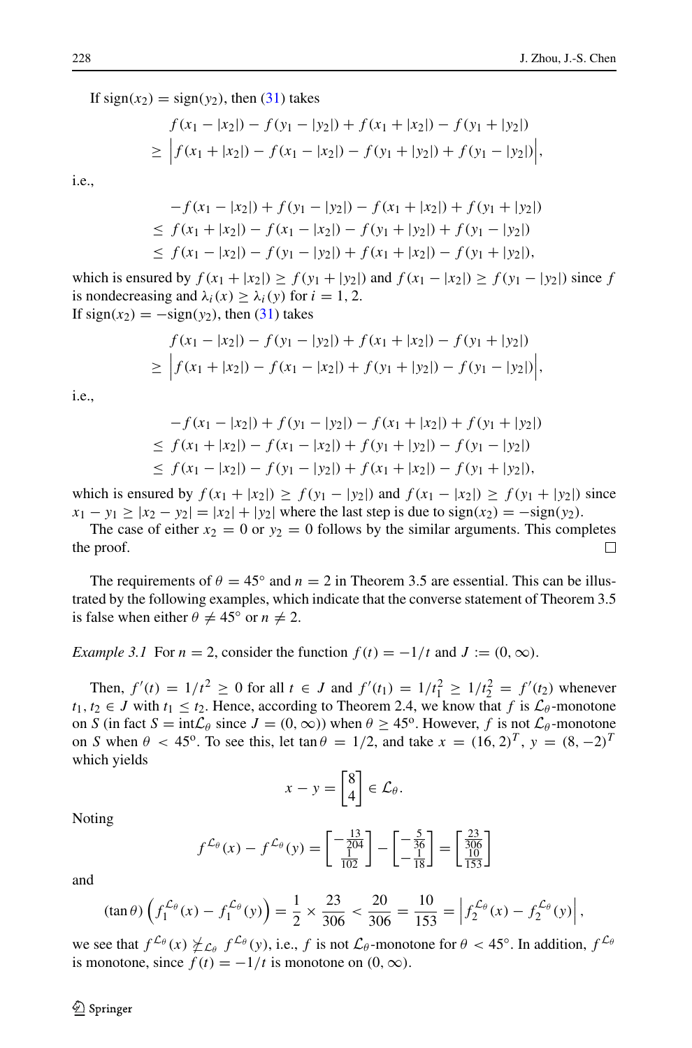If $\text{sign}(x_2) = \text{sign}(y_2)$, then (31) takes

$$
\begin{aligned}
& f(x_1 - |x_2|) - f(y_1 - |y_2|) + f(x_1 + |x_2|) - f(y_1 + |y_2|) \\
\geq\ & \Big| f(x_1 + |x_2|) - f(x_1 - |x_2|) - f(y_1 + |y_2|) + f(y_1 - |y_2|) \Big|,
\end{aligned}
$$

i.e.,

$$
\begin{aligned}
& -f(x_1 - |x_2|) + f(y_1 - |y_2|) - f(x_1 + |x_2|) + f(y_1 + |y_2|) \\
\leq\ & f(x_1 + |x_2|) - f(x_1 - |x_2|) - f(y_1 + |y_2|) + f(y_1 - |y_2|) \\
\leq\ & f(x_1 - |x_2|) - f(y_1 - |y_2|) + f(x_1 + |x_2|) - f(y_1 + |y_2|),
\end{aligned}
$$

which is ensured by $f(x_1 + |x_2|) \geq f(y_1 + |y_2|)$ and $f(x_1 - |x_2|) \geq f(y_1 - |y_2|)$ since $f$ is nondecreasing and $\lambda_i(x) \geq \lambda_i(y)$ for $i = 1, 2$.
If $\text{sign}(x_2) = -\text{sign}(y_2)$, then (31) takes

$$
\begin{aligned}
& f(x_1 - |x_2|) - f(y_1 - |y_2|) + f(x_1 + |x_2|) - f(y_1 + |y_2|) \\
\geq\ & \Big| f(x_1 + |x_2|) - f(x_1 - |x_2|) + f(y_1 + |y_2|) - f(y_1 - |y_2|) \Big|,
\end{aligned}
$$

i.e.,

$$
\begin{aligned}
& -f(x_1 - |x_2|) + f(y_1 - |y_2|) - f(x_1 + |x_2|) + f(y_1 + |y_2|) \\
\leq\ & f(x_1 + |x_2|) - f(x_1 - |x_2|) + f(y_1 + |y_2|) - f(y_1 - |y_2|) \\
\leq\ & f(x_1 - |x_2|) - f(y_1 - |y_2|) + f(x_1 + |x_2|) - f(y_1 + |y_2|),
\end{aligned}
$$

which is ensured by $f(x_1 + |x_2|) \geq f(y_1 - |y_2|)$ and $f(x_1 - |x_2|) \geq f(y_1 + |y_2|)$ since $x_1 - y_1 \geq |x_2 - y_2| = |x_2| + |y_2|$ where the last step is due to $\text{sign}(x_2) = -\text{sign}(y_2)$.

The case of either $x_2 = 0$ or $y_2 = 0$ follows by the similar arguments. This completes the proof. □

The requirements of $\theta = 45^\circ$ and $n = 2$ in Theorem 3.5 are essential. This can be illustrated by the following examples, which indicate that the converse statement of Theorem 3.5 is false when either $\theta \neq 45^\circ$ or $n \neq 2$.

*Example 3.1* For $n = 2$, consider the function $f(t) = -1/t$ and $J := (0, \infty)$.

Then, $f'(t) = 1/t^2 \geq 0$ for all $t \in J$ and $f'(t_1) = 1/t_1^2 \geq 1/t_2^2 = f'(t_2)$ whenever $t_1, t_2 \in J$ with $t_1 \leq t_2$. Hence, according to Theorem 2.4, we know that $f$ is $\mathcal{L}_\theta$-monotone on $S$ (in fact $S = \text{int}\mathcal{L}_\theta$ since $J = (0, \infty)$) when $\theta \geq 45^\text{o}$. However, $f$ is not $\mathcal{L}_\theta$-monotone on $S$ when $\theta < 45^\text{o}$. To see this, let $\tan\theta = 1/2$, and take $x = (16, 2)^T$, $y = (8, -2)^T$ which yields

$$
x - y = \begin{bmatrix} 8 \\ 4 \end{bmatrix} \in \mathcal{L}_\theta.
$$

Noting

$$
f^{\mathcal{L}_\theta}(x) - f^{\mathcal{L}_\theta}(y) = \begin{bmatrix} -\frac{13}{204} \\ \frac{1}{102} \end{bmatrix} - \begin{bmatrix} -\frac{5}{36} \\ -\frac{1}{18} \end{bmatrix} = \begin{bmatrix} \frac{23}{306} \\ \frac{10}{153} \end{bmatrix}
$$

and

$$
(\tan\theta)\left(f_1^{\mathcal{L}_\theta}(x) - f_1^{\mathcal{L}_\theta}(y)\right) = \frac{1}{2} \times \frac{23}{306} < \frac{20}{306} = \frac{10}{153} = \left| f_2^{\mathcal{L}_\theta}(x) - f_2^{\mathcal{L}_\theta}(y) \right|,
$$

we see that $f^{\mathcal{L}_\theta}(x) \not\succeq_{\mathcal{L}_\theta} f^{\mathcal{L}_\theta}(y)$, i.e., $f$ is not $\mathcal{L}_\theta$-monotone for $\theta < 45^\circ$. In addition, $f^{\mathcal{L}_\theta}$ is monotone, since $f(t) = -1/t$ is monotone on $(0, \infty)$.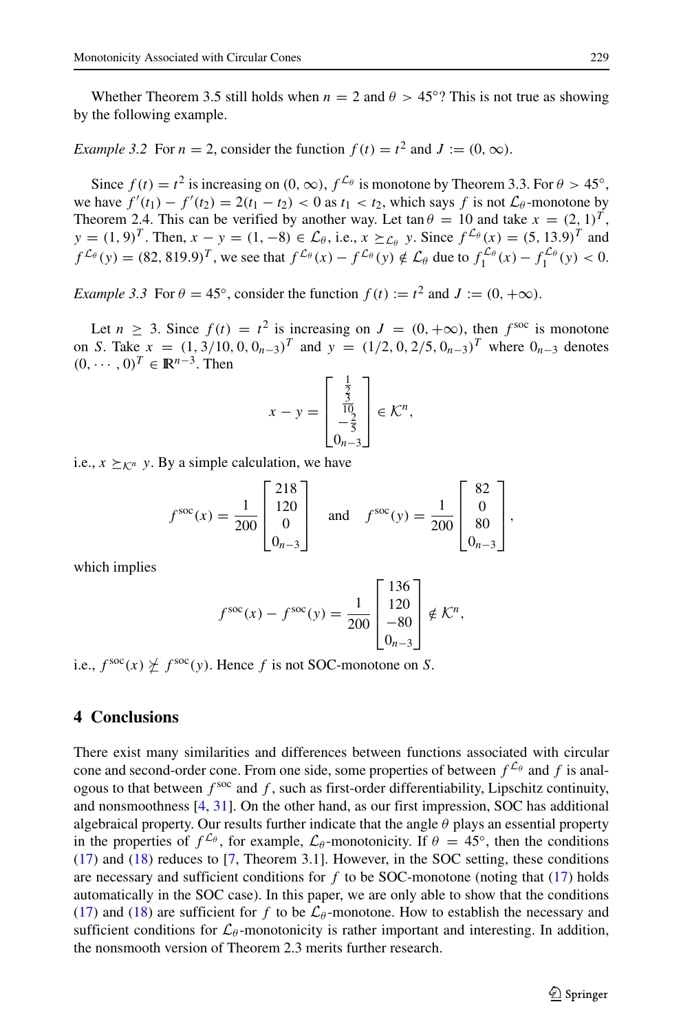Whether Theorem 3.5 still holds when $n = 2$ and $\theta > 45°$? This is not true as showing by the following example.

*Example 3.2* For $n = 2$, consider the function $f(t) = t^2$ and $J := (0, \infty)$.

Since $f(t) = t^2$ is increasing on $(0, \infty)$, $f^{\mathcal{L}_\theta}$ is monotone by Theorem 3.3. For $\theta > 45°$, we have $f'(t_1) - f'(t_2) = 2(t_1 - t_2) < 0$ as $t_1 < t_2$, which says $f$ is not $\mathcal{L}_\theta$-monotone by Theorem 2.4. This can be verified by another way. Let $\tan\theta = 10$ and take $x = (2, 1)^T$, $y = (1, 9)^T$. Then, $x - y = (1, -8) \in \mathcal{L}_\theta$, i.e., $x \succeq_{\mathcal{L}_\theta} y$. Since $f^{\mathcal{L}_\theta}(x) = (5, 13.9)^T$ and $f^{\mathcal{L}_\theta}(y) = (82, 819.9)^T$, we see that $f^{\mathcal{L}_\theta}(x) - f^{\mathcal{L}_\theta}(y) \notin \mathcal{L}_\theta$ due to $f_1^{\mathcal{L}_\theta}(x) - f_1^{\mathcal{L}_\theta}(y) < 0$.

*Example 3.3* For $\theta = 45°$, consider the function $f(t) := t^2$ and $J := (0, +\infty)$.

Let $n \geq 3$. Since $f(t) = t^2$ is increasing on $J = (0, +\infty)$, then $f^{\text{soc}}$ is monotone on $S$. Take $x = (1, 3/10, 0, 0_{n-3})^T$ and $y = (1/2, 0, 2/5, 0_{n-3})^T$ where $0_{n-3}$ denotes $(0, \cdots, 0)^T \in \mathbb{R}^{n-3}$. Then

$$x - y = \begin{bmatrix} \frac{1}{2} \\ \frac{3}{10} \\ -\frac{2}{5} \\ 0_{n-3} \end{bmatrix} \in \mathcal{K}^n,$$

i.e., $x \succeq_{\mathcal{K}^n} y$. By a simple calculation, we have

$$f^{\text{soc}}(x) = \frac{1}{200}\begin{bmatrix} 218 \\ 120 \\ 0 \\ 0_{n-3} \end{bmatrix} \quad \text{and} \quad f^{\text{soc}}(y) = \frac{1}{200}\begin{bmatrix} 82 \\ 0 \\ 80 \\ 0_{n-3} \end{bmatrix},$$

which implies

$$f^{\text{soc}}(x) - f^{\text{soc}}(y) = \frac{1}{200}\begin{bmatrix} 136 \\ 120 \\ -80 \\ 0_{n-3} \end{bmatrix} \notin \mathcal{K}^n,$$

i.e., $f^{\text{soc}}(x) \not\succeq f^{\text{soc}}(y)$. Hence $f$ is not SOC-monotone on $S$.

## 4 Conclusions

There exist many similarities and differences between functions associated with circular cone and second-order cone. From one side, some properties of between $f^{\mathcal{L}_\theta}$ and $f$ is analogous to that between $f^{\text{soc}}$ and $f$, such as first-order differentiability, Lipschitz continuity, and nonsmoothness [4, 31]. On the other hand, as our first impression, SOC has additional algebraical property. Our results further indicate that the angle $\theta$ plays an essential property in the properties of $f^{\mathcal{L}_\theta}$, for example, $\mathcal{L}_\theta$-monotonicity. If $\theta = 45°$, then the conditions (17) and (18) reduces to [7, Theorem 3.1]. However, in the SOC setting, these conditions are necessary and sufficient conditions for $f$ to be SOC-monotone (noting that (17) holds automatically in the SOC case). In this paper, we are only able to show that the conditions (17) and (18) are sufficient for $f$ to be $\mathcal{L}_\theta$-monotone. How to establish the necessary and sufficient conditions for $\mathcal{L}_\theta$-monotonicity is rather important and interesting. In addition, the nonsmooth version of Theorem 2.3 merits further research.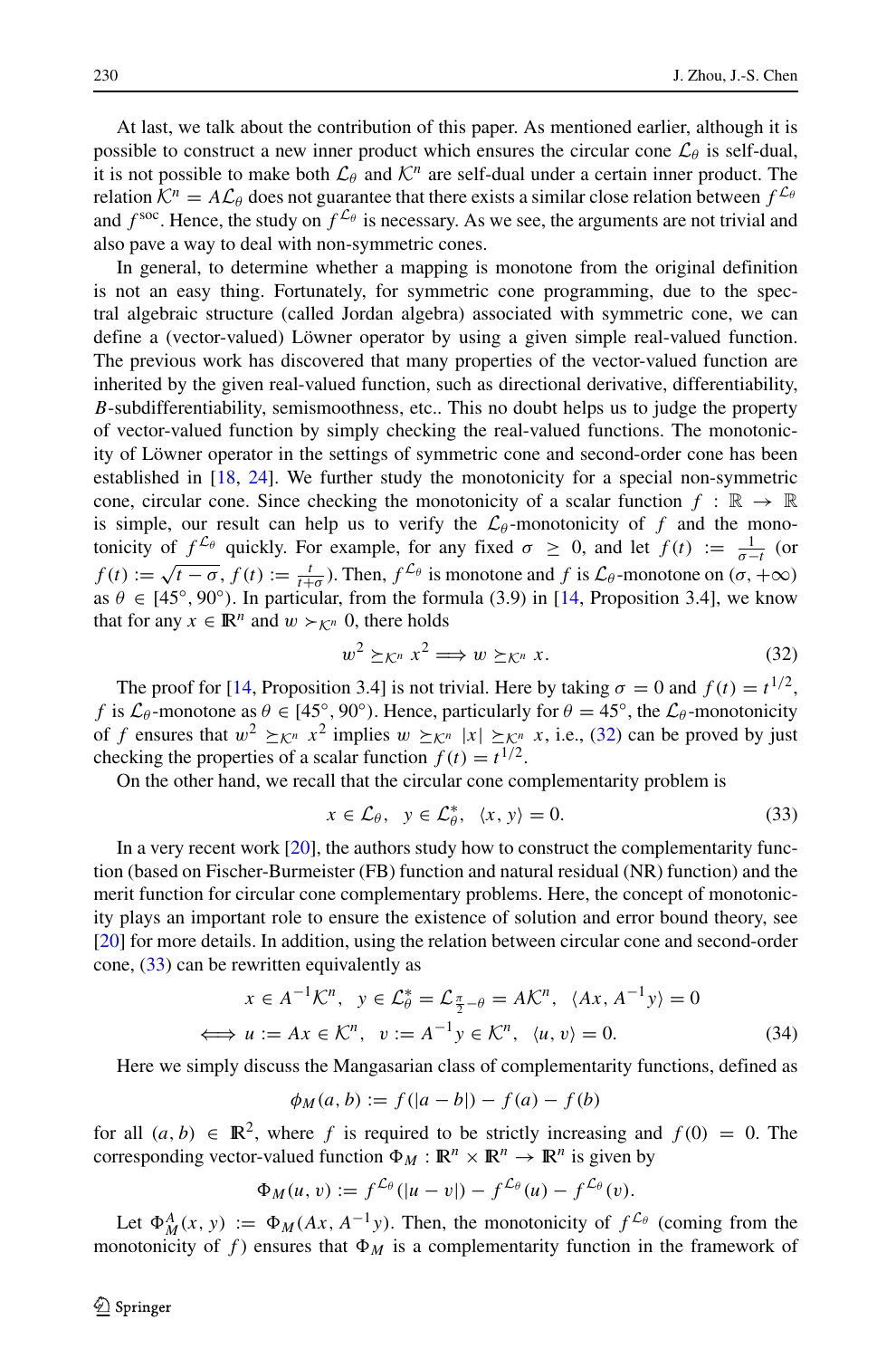At last, we talk about the contribution of this paper. As mentioned earlier, although it is possible to construct a new inner product which ensures the circular cone $\mathcal{L}_\theta$ is self-dual, it is not possible to make both $\mathcal{L}_\theta$ and $\mathcal{K}^n$ are self-dual under a certain inner product. The relation $\mathcal{K}^n = A\mathcal{L}_\theta$ does not guarantee that there exists a similar close relation between $f^{\mathcal{L}_\theta}$ and $f^{\text{soc}}$. Hence, the study on $f^{\mathcal{L}_\theta}$ is necessary. As we see, the arguments are not trivial and also pave a way to deal with non-symmetric cones.

In general, to determine whether a mapping is monotone from the original definition is not an easy thing. Fortunately, for symmetric cone programming, due to the spectral algebraic structure (called Jordan algebra) associated with symmetric cone, we can define a (vector-valued) Löwner operator by using a given simple real-valued function. The previous work has discovered that many properties of the vector-valued function are inherited by the given real-valued function, such as directional derivative, differentiability, $B$-subdifferentiability, semismoothness, etc.. This no doubt helps us to judge the property of vector-valued function by simply checking the real-valued functions. The monotonicity of Löwner operator in the settings of symmetric cone and second-order cone has been established in [18, 24]. We further study the monotonicity for a special non-symmetric cone, circular cone. Since checking the monotonicity of a scalar function $f : \mathbb{R} \to \mathbb{R}$ is simple, our result can help us to verify the $\mathcal{L}_\theta$-monotonicity of $f$ and the monotonicity of $f^{\mathcal{L}_\theta}$ quickly. For example, for any fixed $\sigma \geq 0$, and let $f(t) := \frac{1}{\sigma - t}$ (or $f(t) := \sqrt{t - \sigma}$, $f(t) := \frac{t}{t+\sigma}$). Then, $f^{\mathcal{L}_\theta}$ is monotone and $f$ is $\mathcal{L}_\theta$-monotone on $(\sigma, +\infty)$ as $\theta \in [45^\circ, 90^\circ)$. In particular, from the formula (3.9) in [14, Proposition 3.4], we know that for any $x \in \mathbb{R}^n$ and $w \succ_{\mathcal{K}^n} 0$, there holds

$$w^2 \succeq_{\mathcal{K}^n} x^2 \Longrightarrow w \succeq_{\mathcal{K}^n} x. \tag{32}$$

The proof for [14, Proposition 3.4] is not trivial. Here by taking $\sigma = 0$ and $f(t) = t^{1/2}$, $f$ is $\mathcal{L}_\theta$-monotone as $\theta \in [45^\circ, 90^\circ)$. Hence, particularly for $\theta = 45^\circ$, the $\mathcal{L}_\theta$-monotonicity of $f$ ensures that $w^2 \succeq_{\mathcal{K}^n} x^2$ implies $w \succeq_{\mathcal{K}^n} |x| \succeq_{\mathcal{K}^n} x$, i.e., (32) can be proved by just checking the properties of a scalar function $f(t) = t^{1/2}$.

On the other hand, we recall that the circular cone complementarity problem is

$$x \in \mathcal{L}_\theta, \quad y \in \mathcal{L}_\theta^*, \quad \langle x, y \rangle = 0. \tag{33}$$

In a very recent work [20], the authors study how to construct the complementarity function (based on Fischer-Burmeister (FB) function and natural residual (NR) function) and the merit function for circular cone complementarity problems. Here, the concept of monotonicity plays an important role to ensure the existence of solution and error bound theory, see [20] for more details. In addition, using the relation between circular cone and second-order cone, (33) can be rewritten equivalently as

$$\begin{aligned}
& x \in A^{-1}\mathcal{K}^n, \quad y \in \mathcal{L}_\theta^* = \mathcal{L}_{\frac{\pi}{2}-\theta} = A\mathcal{K}^n, \quad \langle Ax, A^{-1}y \rangle = 0 \\
\Longleftrightarrow\ & u := Ax \in \mathcal{K}^n, \quad v := A^{-1}y \in \mathcal{K}^n, \quad \langle u, v \rangle = 0.
\end{aligned} \tag{34}$$

Here we simply discuss the Mangasarian class of complementarity functions, defined as

$$\phi_M(a, b) := f(|a - b|) - f(a) - f(b)$$

for all $(a, b) \in \mathbb{R}^2$, where $f$ is required to be strictly increasing and $f(0) = 0$. The corresponding vector-valued function $\Phi_M : \mathbb{R}^n \times \mathbb{R}^n \to \mathbb{R}^n$ is given by

$$\Phi_M(u, v) := f^{\mathcal{L}_\theta}(|u - v|) - f^{\mathcal{L}_\theta}(u) - f^{\mathcal{L}_\theta}(v).$$

Let $\Phi_M^A(x, y) := \Phi_M(Ax, A^{-1}y)$. Then, the monotonicity of $f^{\mathcal{L}_\theta}$ (coming from the monotonicity of $f$) ensures that $\Phi_M$ is a complementarity function in the framework of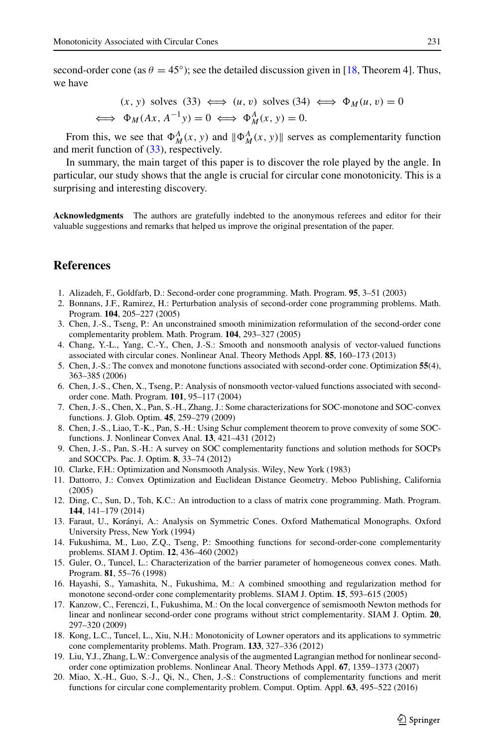second-order cone (as $\theta = 45°$); see the detailed discussion given in [18, Theorem 4]. Thus, we have

$$
\begin{aligned}
&(x, y) \text{ solves } (33) \iff (u, v) \text{ solves } (34) \iff \Phi_M(u, v) = 0 \\
\iff\ &\Phi_M(Ax, A^{-1}y) = 0 \iff \Phi_M^A(x, y) = 0.
\end{aligned}
$$

From this, we see that $\Phi_M^A(x, y)$ and $\|\Phi_M^A(x, y)\|$ serves as complementarity function and merit function of (33), respectively.

In summary, the main target of this paper is to discover the role played by the angle. In particular, our study shows that the angle is crucial for circular cone monotonicity. This is a surprising and interesting discovery.

**Acknowledgments** The authors are gratefully indebted to the anonymous referees and editor for their valuable suggestions and remarks that helped us improve the original presentation of the paper.

## References

1. Alizadeh, F., Goldfarb, D.: Second-order cone programming. Math. Program. **95**, 3–51 (2003)
2. Bonnans, J.F., Ramirez, H.: Perturbation analysis of second-order cone programming problems. Math. Program. **104**, 205–227 (2005)
3. Chen, J.-S., Tseng, P.: An unconstrained smooth minimization reformulation of the second-order cone complementarity problem. Math. Program. **104**, 293–327 (2005)
4. Chang, Y.-L., Yang, C.-Y., Chen, J.-S.: Smooth and nonsmooth analysis of vector-valued functions associated with circular cones. Nonlinear Anal. Theory Methods Appl. **85**, 160–173 (2013)
5. Chen, J.-S.: The convex and monotone functions associated with second-order cone. Optimization **55**(4), 363–385 (2006)
6. Chen, J.-S., Chen, X., Tseng, P.: Analysis of nonsmooth vector-valued functions associated with second-order cone. Math. Program. **101**, 95–117 (2004)
7. Chen, J.-S., Chen, X., Pan, S.-H., Zhang, J.: Some characterizations for SOC-monotone and SOC-convex functions. J. Glob. Optim. **45**, 259–279 (2009)
8. Chen, J.-S., Liao, T.-K., Pan, S.-H.: Using Schur complement theorem to prove convexity of some SOC-functions. J. Nonlinear Convex Anal. **13**, 421–431 (2012)
9. Chen, J.-S., Pan, S.-H.: A survey on SOC complementarity functions and solution methods for SOCPs and SOCCPs. Pac. J. Optim. **8**, 33–74 (2012)
10. Clarke, F.H.: Optimization and Nonsmooth Analysis. Wiley, New York (1983)
11. Dattorro, J.: Convex Optimization and Euclidean Distance Geometry. Meboo Publishing, California (2005)
12. Ding, C., Sun, D., Toh, K.C.: An introduction to a class of matrix cone programming. Math. Program. **144**, 141–179 (2014)
13. Faraut, U., Korányi, A.: Analysis on Symmetric Cones. Oxford Mathematical Monographs. Oxford University Press, New York (1994)
14. Fukushima, M., Luo, Z.Q., Tseng, P.: Smoothing functions for second-order-cone complementarity problems. SIAM J. Optim. **12**, 436–460 (2002)
15. Guler, O., Tuncel, L.: Characterization of the barrier parameter of homogeneous convex cones. Math. Program. **81**, 55–76 (1998)
16. Hayashi, S., Yamashita, N., Fukushima, M.: A combined smoothing and regularization method for monotone second-order cone complementarity problems. SIAM J. Optim. **15**, 593–615 (2005)
17. Kanzow, C., Ferenczi, I., Fukushima, M.: On the local convergence of semismooth Newton methods for linear and nonlinear second-order cone programs without strict complementarity. SIAM J. Optim. **20**, 297–320 (2009)
18. Kong, L.C., Tuncel, L., Xiu, N.H.: Monotonicity of Lowner operators and its applications to symmetric cone complementarity problems. Math. Program. **133**, 327–336 (2012)
19. Liu, Y.J., Zhang, L.W.: Convergence analysis of the augmented Lagrangian method for nonlinear second-order cone optimization problems. Nonlinear Anal. Theory Methods Appl. **67**, 1359–1373 (2007)
20. Miao, X.-H., Guo, S.-J., Qi, N., Chen, J.-S.: Constructions of complementarity functions and merit functions for circular cone complementarity problem. Comput. Optim. Appl. **63**, 495–522 (2016)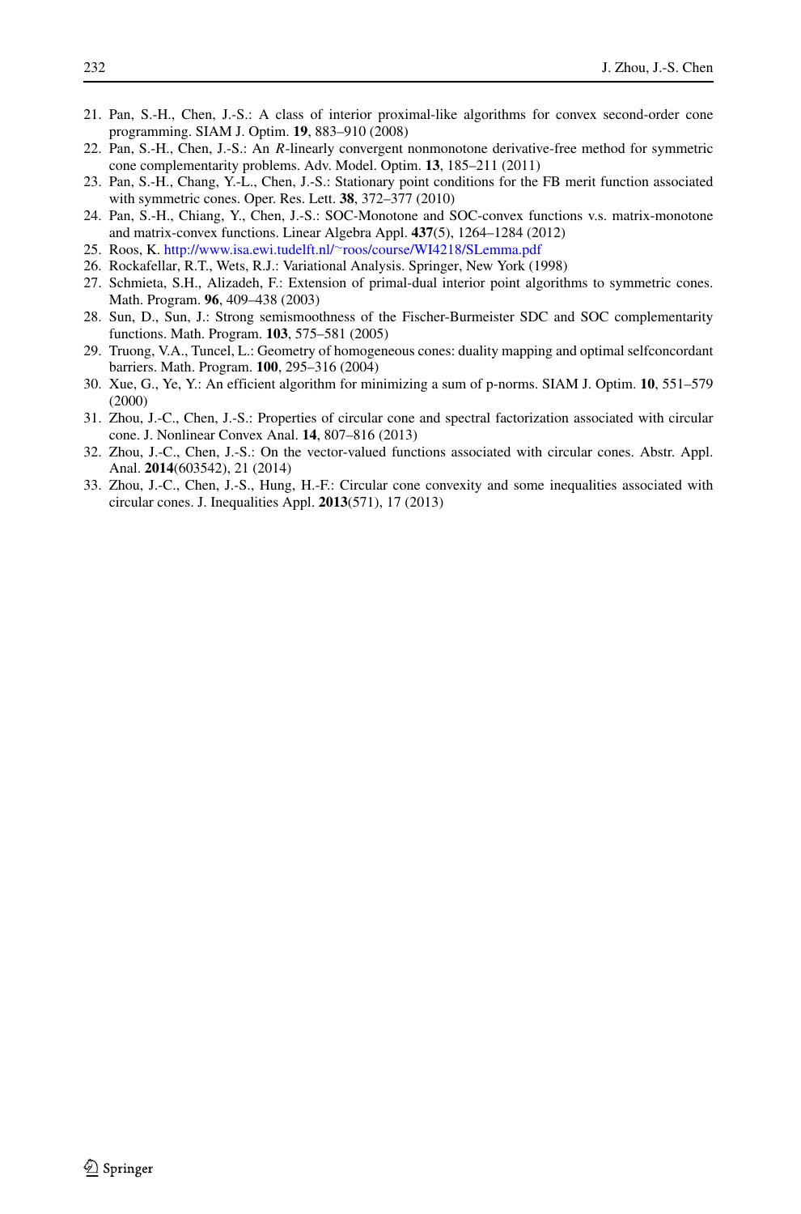21. Pan, S.-H., Chen, J.-S.: A class of interior proximal-like algorithms for convex second-order cone programming. SIAM J. Optim. **19**, 883–910 (2008)
22. Pan, S.-H., Chen, J.-S.: An *R*-linearly convergent nonmonotone derivative-free method for symmetric cone complementarity problems. Adv. Model. Optim. **13**, 185–211 (2011)
23. Pan, S.-H., Chang, Y.-L., Chen, J.-S.: Stationary point conditions for the FB merit function associated with symmetric cones. Oper. Res. Lett. **38**, 372–377 (2010)
24. Pan, S.-H., Chiang, Y., Chen, J.-S.: SOC-Monotone and SOC-convex functions v.s. matrix-monotone and matrix-convex functions. Linear Algebra Appl. **437**(5), 1264–1284 (2012)
25. Roos, K. http://www.isa.ewi.tudelft.nl/~roos/course/WI4218/SLemma.pdf
26. Rockafellar, R.T., Wets, R.J.: Variational Analysis. Springer, New York (1998)
27. Schmieta, S.H., Alizadeh, F.: Extension of primal-dual interior point algorithms to symmetric cones. Math. Program. **96**, 409–438 (2003)
28. Sun, D., Sun, J.: Strong semismoothness of the Fischer-Burmeister SDC and SOC complementarity functions. Math. Program. **103**, 575–581 (2005)
29. Truong, V.A., Tuncel, L.: Geometry of homogeneous cones: duality mapping and optimal selfconcordant barriers. Math. Program. **100**, 295–316 (2004)
30. Xue, G., Ye, Y.: An efficient algorithm for minimizing a sum of p-norms. SIAM J. Optim. **10**, 551–579 (2000)
31. Zhou, J.-C., Chen, J.-S.: Properties of circular cone and spectral factorization associated with circular cone. J. Nonlinear Convex Anal. **14**, 807–816 (2013)
32. Zhou, J.-C., Chen, J.-S.: On the vector-valued functions associated with circular cones. Abstr. Appl. Anal. **2014**(603542), 21 (2014)
33. Zhou, J.-C., Chen, J.-S., Hung, H.-F.: Circular cone convexity and some inequalities associated with circular cones. J. Inequalities Appl. **2013**(571), 17 (2013)